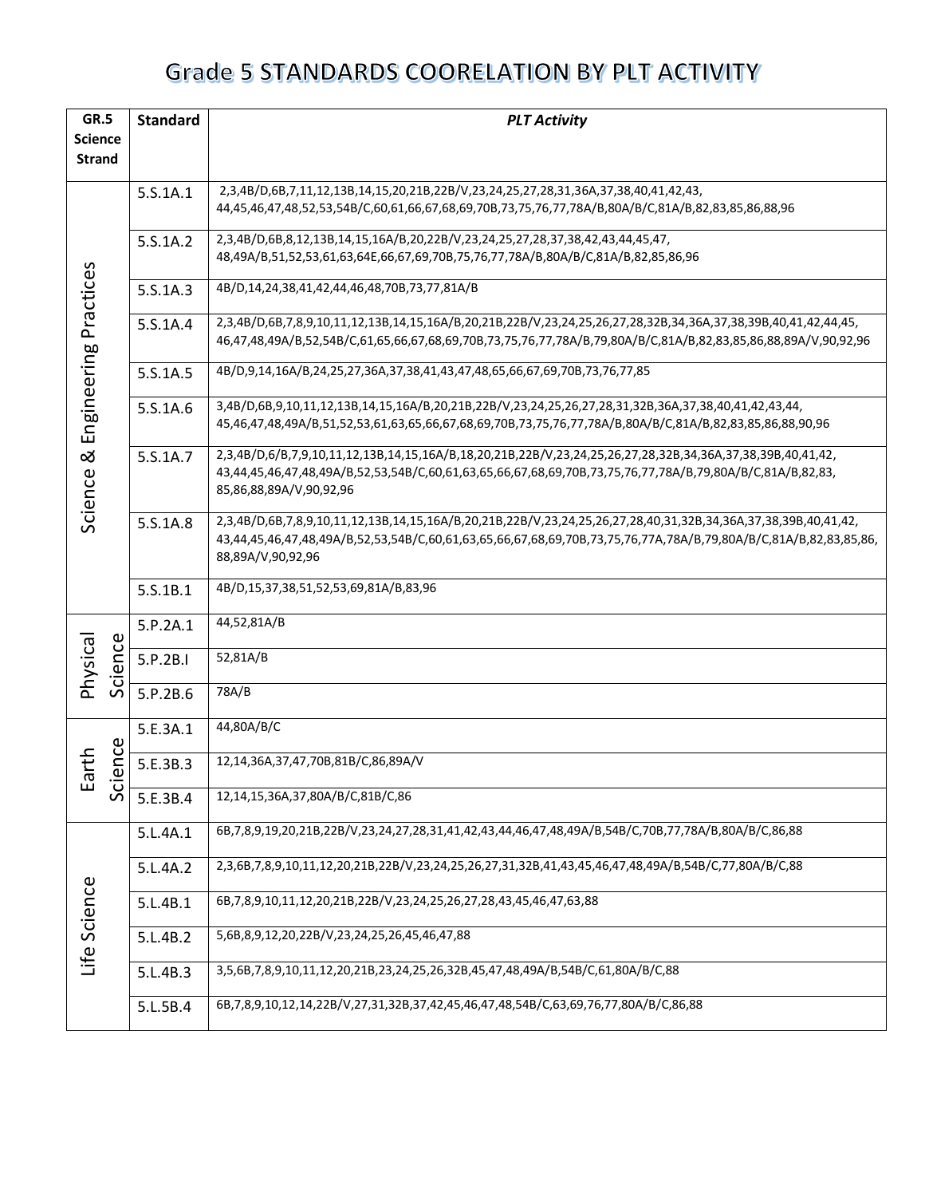# Grade 5 STANDARDS COORELATION BY PLT ACTIVITY

| GR.5 Science Strand | Standard | *PLT Activity* |
|---|---|---|
| Science & Engineering Practices | 5.S.1A.1 | 2,3,4B/D,6B,7,11,12,13B,14,15,20,21B,22B/V,23,24,25,27,28,31,36A,37,38,40,41,42,43,44,45,46,47,48,52,53,54B/C,60,61,66,67,68,69,70B,73,75,76,77,78A/B,80A/B/C,81A/B,82,83,85,86,88,96 |
| | 5.S.1A.2 | 2,3,4B/D,6B,8,12,13B,14,15,16A/B,20,22B/V,23,24,25,27,28,37,38,42,43,44,45,47,48,49A/B,51,52,53,61,63,64E,66,67,69,70B,75,76,77,78A/B,80A/B/C,81A/B,82,85,86,96 |
| | 5.S.1A.3 | 4B/D,14,24,38,41,42,44,46,48,70B,73,77,81A/B |
| | 5.S.1A.4 | 2,3,4B/D,6B,7,8,9,10,11,12,13B,14,15,16A/B,20,21B,22B/V,23,24,25,26,27,28,32B,34,36A,37,38,39B,40,41,42,44,45,46,47,48,49A/B,52,54B/C,61,65,66,67,68,69,70B,73,75,76,77,78A/B,79,80A/B/C,81A/B,82,83,85,86,88,89A/V,90,92,96 |
| | 5.S.1A.5 | 4B/D,9,14,16A/B,24,25,27,36A,37,38,41,43,47,48,65,66,67,69,70B,73,76,77,85 |
| | 5.S.1A.6 | 3,4B/D,6B,9,10,11,12,13B,14,15,16A/B,20,21B,22B/V,23,24,25,26,27,28,31,32B,36A,37,38,40,41,42,43,44,45,46,47,48,49A/B,51,52,53,61,63,65,66,67,68,69,70B,73,75,76,77,78A/B,80A/B/C,81A/B,82,83,85,86,88,90,96 |
| | 5.S.1A.7 | 2,3,4B/D,6/B,7,9,10,11,12,13B,14,15,16A/B,18,20,21B,22B/V,23,24,25,26,27,28,32B,34,36A,37,38,39B,40,41,42,43,44,45,46,47,48,49A/B,52,53,54B/C,60,61,63,65,66,67,68,69,70B,73,75,76,77,78A/B,79,80A/B/C,81A/B,82,83,85,86,88,89A/V,90,92,96 |
| | 5.S.1A.8 | 2,3,4B/D,6B,7,8,9,10,11,12,13B,14,15,16A/B,20,21B,22B/V,23,24,25,26,27,28,40,31,32B,34,36A,37,38,39B,40,41,42,43,44,45,46,47,48,49A/B,52,53,54B/C,60,61,63,65,66,67,68,69,70B,73,75,76,77A,78A/B,79,80A/B/C,81A/B,82,83,85,86,88,89A/V,90,92,96 |
| | 5.S.1B.1 | 4B/D,15,37,38,51,52,53,69,81A/B,83,96 |
| Physical Science | 5.P.2A.1 | 44,52,81A/B |
| | 5.P.2B.I | 52,81A/B |
| | 5.P.2B.6 | 78A/B |
| Earth Science | 5.E.3A.1 | 44,80A/B/C |
| | 5.E.3B.3 | 12,14,36A,37,47,70B,81B/C,86,89A/V |
| | 5.E.3B.4 | 12,14,15,36A,37,80A/B/C,81B/C,86 |
| Life Science | 5.L.4A.1 | 6B,7,8,9,19,20,21B,22B/V,23,24,27,28,31,41,42,43,44,46,47,48,49A/B,54B/C,70B,77,78A/B,80A/B/C,86,88 |
| | 5.L.4A.2 | 2,3,6B,7,8,9,10,11,12,20,21B,22B/V,23,24,25,26,27,31,32B,41,43,45,46,47,48,49A/B,54B/C,77,80A/B/C,88 |
| | 5.L.4B.1 | 6B,7,8,9,10,11,12,20,21B,22B/V,23,24,25,26,27,28,43,45,46,47,63,88 |
| | 5.L.4B.2 | 5,6B,8,9,12,20,22B/V,23,24,25,26,45,46,47,88 |
| | 5.L.4B.3 | 3,5,6B,7,8,9,10,11,12,20,21B,23,24,25,26,32B,45,47,48,49A/B,54B/C,61,80A/B/C,88 |
| | 5.L.5B.4 | 6B,7,8,9,10,12,14,22B/V,27,31,32B,37,42,45,46,47,48,54B/C,63,69,76,77,80A/B/C,86,88 |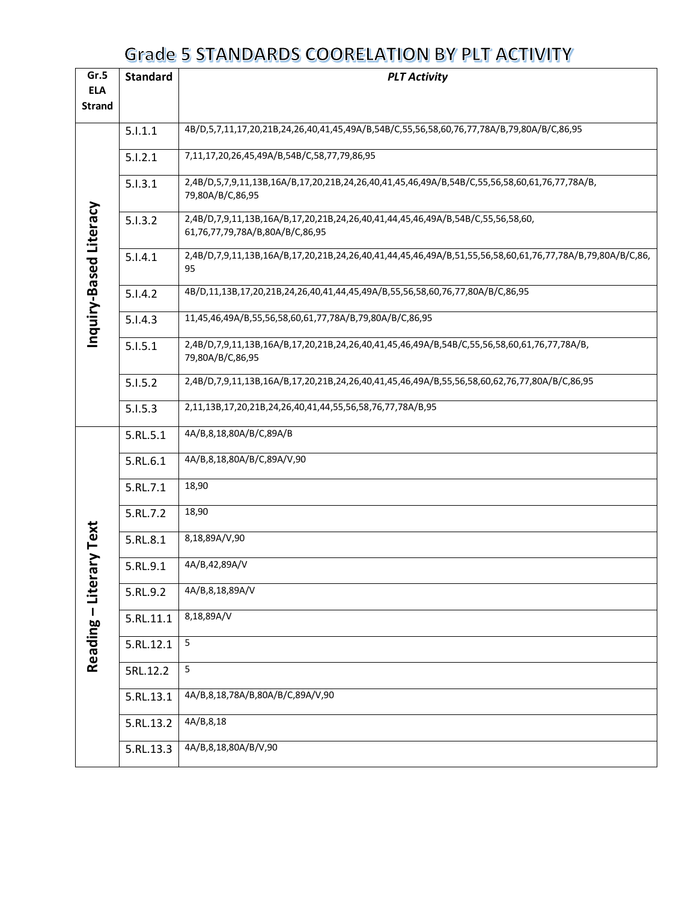# Grade 5 STANDARDS COORELATION BY PLT ACTIVITY

| Gr.5 ELA Strand | Standard | *PLT Activity* |
|---|---|---|
| Inquiry-Based Literacy | 5.I.1.1 | 4B/D,5,7,11,17,20,21B,24,26,40,41,45,49A/B,54B/C,55,56,58,60,76,77,78A/B,79,80A/B/C,86,95 |
| | 5.I.2.1 | 7,11,17,20,26,45,49A/B,54B/C,58,77,79,86,95 |
| | 5.I.3.1 | 2,4B/D,5,7,9,11,13B,16A/B,17,20,21B,24,26,40,41,45,46,49A/B,54B/C,55,56,58,60,61,76,77,78A/B, 79,80A/B/C,86,95 |
| | 5.I.3.2 | 2,4B/D,7,9,11,13B,16A/B,17,20,21B,24,26,40,41,44,45,46,49A/B,54B/C,55,56,58,60, 61,76,77,79,78A/B,80A/B/C,86,95 |
| | 5.I.4.1 | 2,4B/D,7,9,11,13B,16A/B,17,20,21B,24,26,40,41,44,45,46,49A/B,51,55,56,58,60,61,76,77,78A/B,79,80A/B/C,86, 95 |
| | 5.I.4.2 | 4B/D,11,13B,17,20,21B,24,26,40,41,44,45,49A/B,55,56,58,60,76,77,80A/B/C,86,95 |
| | 5.I.4.3 | 11,45,46,49A/B,55,56,58,60,61,77,78A/B,79,80A/B/C,86,95 |
| | 5.I.5.1 | 2,4B/D,7,9,11,13B,16A/B,17,20,21B,24,26,40,41,45,46,49A/B,54B/C,55,56,58,60,61,76,77,78A/B, 79,80A/B/C,86,95 |
| | 5.I.5.2 | 2,4B/D,7,9,11,13B,16A/B,17,20,21B,24,26,40,41,45,46,49A/B,55,56,58,60,62,76,77,80A/B/C,86,95 |
| | 5.I.5.3 | 2,11,13B,17,20,21B,24,26,40,41,44,55,56,58,76,77,78A/B,95 |
| Reading – Literary Text | 5.RL.5.1 | 4A/B,8,18,80A/B/C,89A/B |
| | 5.RL.6.1 | 4A/B,8,18,80A/B/C,89A/V,90 |
| | 5.RL.7.1 | 18,90 |
| | 5.RL.7.2 | 18,90 |
| | 5.RL.8.1 | 8,18,89A/V,90 |
| | 5.RL.9.1 | 4A/B,42,89A/V |
| | 5.RL.9.2 | 4A/B,8,18,89A/V |
| | 5.RL.11.1 | 8,18,89A/V |
| | 5.RL.12.1 | 5 |
| | 5RL.12.2 | 5 |
| | 5.RL.13.1 | 4A/B,8,18,78A/B,80A/B/C,89A/V,90 |
| | 5.RL.13.2 | 4A/B,8,18 |
| | 5.RL.13.3 | 4A/B,8,18,80A/B/V,90 |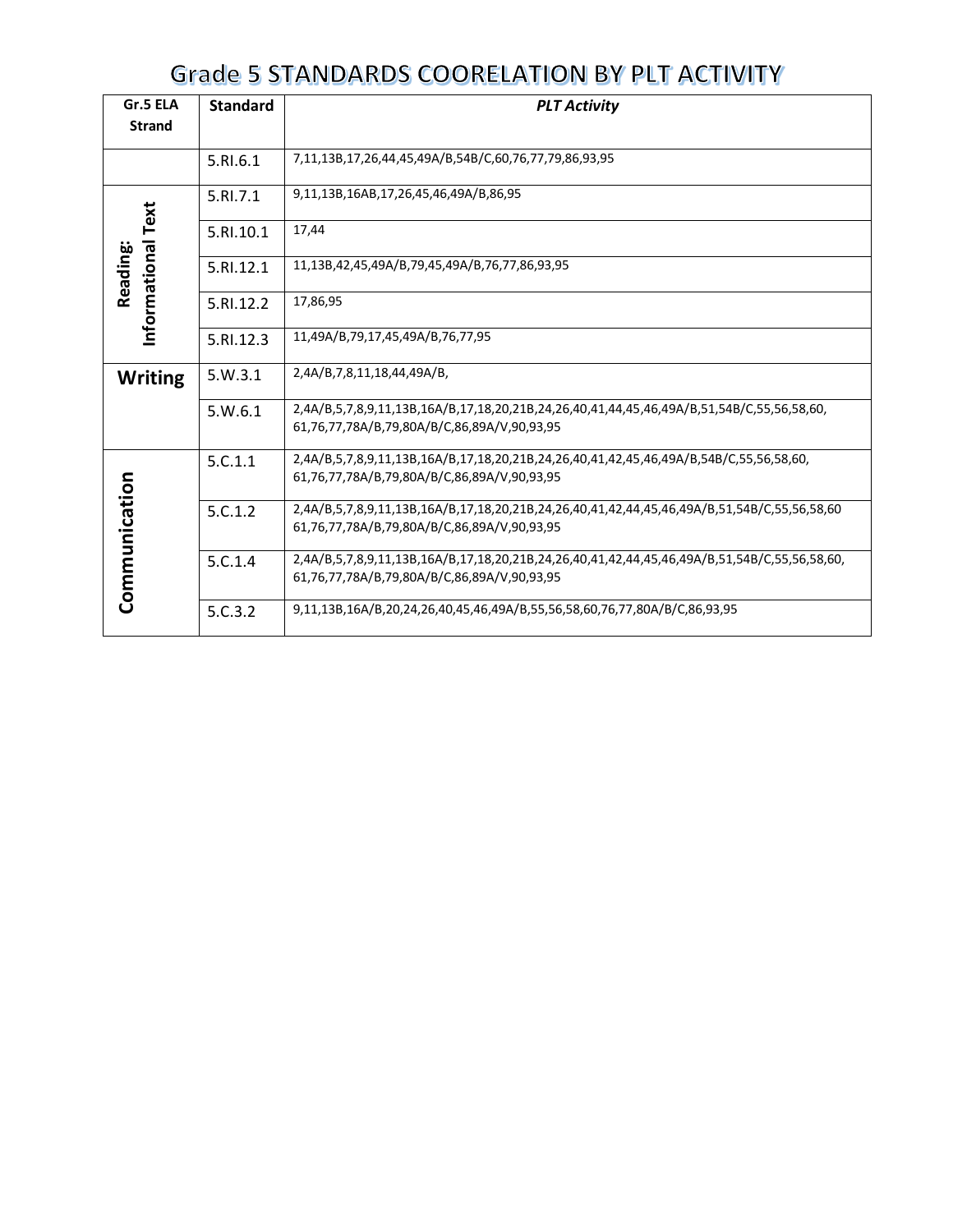# Grade 5 STANDARDS COORELATION BY PLT ACTIVITY

| Gr.5 ELA Strand | Standard | *PLT Activity* |
|---|---|---|
| | 5.RI.6.1 | 7,11,13B,17,26,44,45,49A/B,54B/C,60,76,77,79,86,93,95 |
| Reading: Informational Text | 5.RI.7.1 | 9,11,13B,16AB,17,26,45,46,49A/B,86,95 |
| | 5.RI.10.1 | 17,44 |
| | 5.RI.12.1 | 11,13B,42,45,49A/B,79,45,49A/B,76,77,86,93,95 |
| | 5.RI.12.2 | 17,86,95 |
| | 5.RI.12.3 | 11,49A/B,79,17,45,49A/B,76,77,95 |
| Writing | 5.W.3.1 | 2,4A/B,7,8,11,18,44,49A/B, |
| | 5.W.6.1 | 2,4A/B,5,7,8,9,11,13B,16A/B,17,18,20,21B,24,26,40,41,44,45,46,49A/B,51,54B/C,55,56,58,60, 61,76,77,78A/B,79,80A/B/C,86,89A/V,90,93,95 |
| Communication | 5.C.1.1 | 2,4A/B,5,7,8,9,11,13B,16A/B,17,18,20,21B,24,26,40,41,42,45,46,49A/B,54B/C,55,56,58,60, 61,76,77,78A/B,79,80A/B/C,86,89A/V,90,93,95 |
| | 5.C.1.2 | 2,4A/B,5,7,8,9,11,13B,16A/B,17,18,20,21B,24,26,40,41,42,44,45,46,49A/B,51,54B/C,55,56,58,60 61,76,77,78A/B,79,80A/B/C,86,89A/V,90,93,95 |
| | 5.C.1.4 | 2,4A/B,5,7,8,9,11,13B,16A/B,17,18,20,21B,24,26,40,41,42,44,45,46,49A/B,51,54B/C,55,56,58,60, 61,76,77,78A/B,79,80A/B/C,86,89A/V,90,93,95 |
| | 5.C.3.2 | 9,11,13B,16A/B,20,24,26,40,45,46,49A/B,55,56,58,60,76,77,80A/B/C,86,93,95 |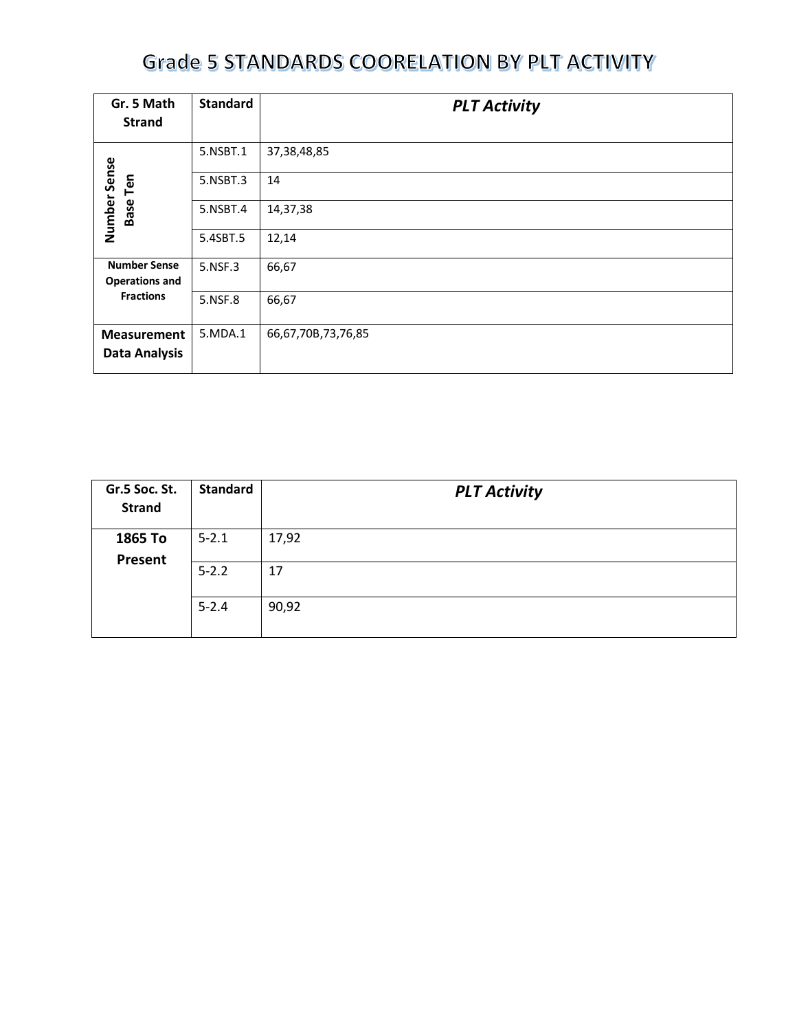# Grade 5 STANDARDS COORELATION BY PLT ACTIVITY

| Gr. 5 Math Strand | Standard | *PLT Activity* |
|---|---|---|
| Number Sense Base Ten | 5.NSBT.1 | 37,38,48,85 |
| | 5.NSBT.3 | 14 |
| | 5.NSBT.4 | 14,37,38 |
| | 5.4SBT.5 | 12,14 |
| Number Sense Operations and Fractions | 5.NSF.3 | 66,67 |
| | 5.NSF.8 | 66,67 |
| Measurement Data Analysis | 5.MDA.1 | 66,67,70B,73,76,85 |

| Gr.5 Soc. St. Strand | Standard | *PLT Activity* |
|---|---|---|
| 1865 To Present | 5-2.1 | 17,92 |
| | 5-2.2 | 17 |
| | 5-2.4 | 90,92 |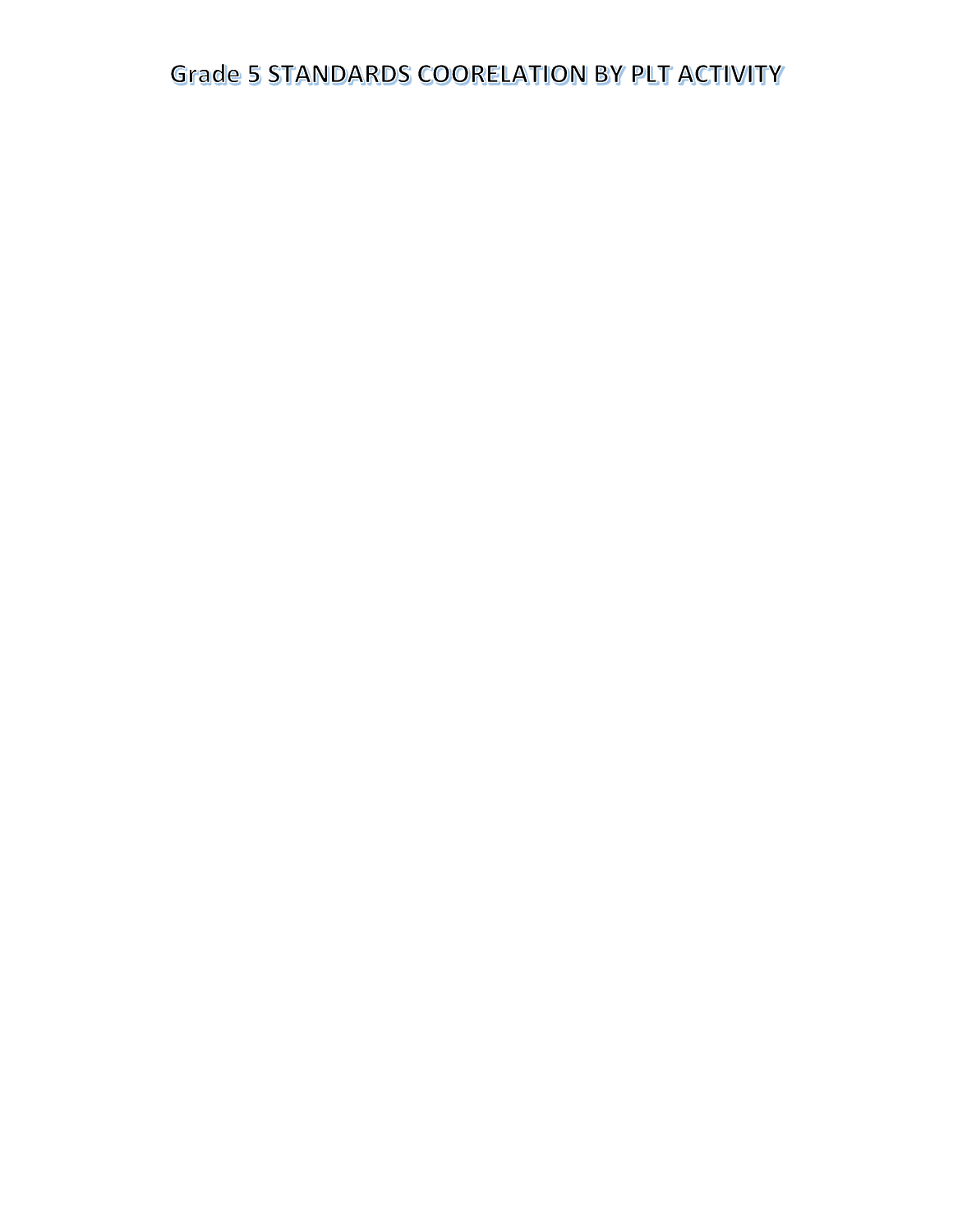# Grade 5 STANDARDS COORELATION BY PLT ACTIVITY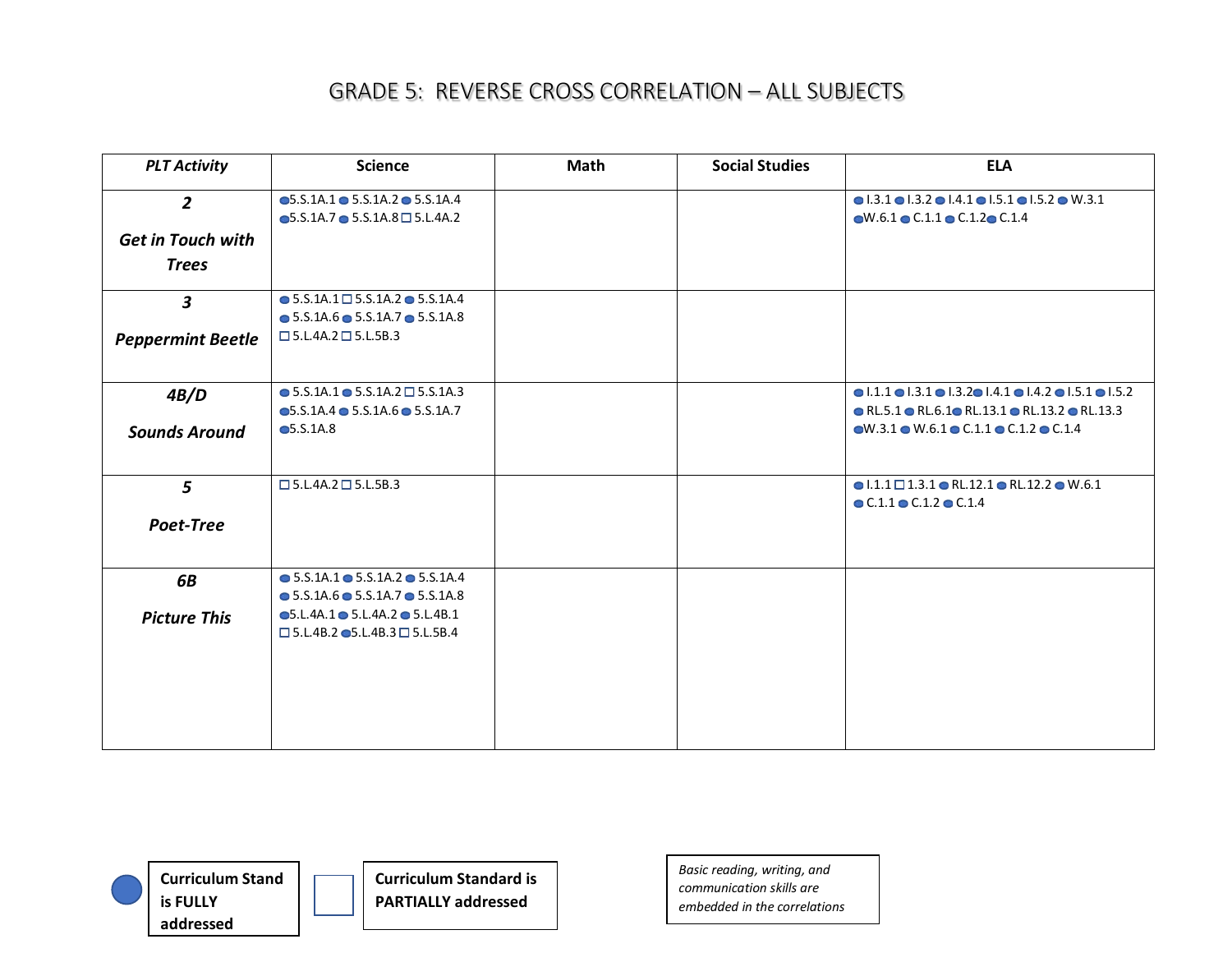# GRADE 5: REVERSE CROSS CORRELATION – ALL SUBJECTS

| PLT Activity | Science | Math | Social Studies | ELA |
|---|---|---|---|---|
| ***2*** ***Get in Touch with Trees*** | ● 5.S.1A.1 ● 5.S.1A.2 ● 5.S.1A.4 ● 5.S.1A.7 ● 5.S.1A.8 □ 5.L.4A.2 | | | ● I.3.1 ● I.3.2 ● I.4.1 ● I.5.1 ● I.5.2 ● W.3.1 ● W.6.1 ● C.1.1 ● C.1.2 ● C.1.4 |
| ***3*** ***Peppermint Beetle*** | ● 5.S.1A.1 □ 5.S.1A.2 ● 5.S.1A.4 ● 5.S.1A.6 ● 5.S.1A.7 ● 5.S.1A.8 □ 5.L.4A.2 □ 5.L.5B.3 | | | |
| ***4B/D*** ***Sounds Around*** | ● 5.S.1A.1 ● 5.S.1A.2 □ 5.S.1A.3 ● 5.S.1A.4 ● 5.S.1A.6 ● 5.S.1A.7 ● 5.S.1A.8 | | | ● I.1.1 ● I.3.1 ● I.3.2 ● I.4.1 ● I.4.2 ● I.5.1 ● I.5.2 ● RL.5.1 ● RL.6.1 ● RL.13.1 ● RL.13.2 ● RL.13.3 ● W.3.1 ● W.6.1 ● C.1.1 ● C.1.2 ● C.1.4 |
| ***5*** ***Poet-Tree*** | □ 5.L.4A.2 □ 5.L.5B.3 | | | ● I.1.1 □ 1.3.1 ● RL.12.1 ● RL.12.2 ● W.6.1 ● C.1.1 ● C.1.2 ● C.1.4 |
| ***6B*** ***Picture This*** | ● 5.S.1A.1 ● 5.S.1A.2 ● 5.S.1A.4 ● 5.S.1A.6 ● 5.S.1A.7 ● 5.S.1A.8 ● 5.L.4A.1 ● 5.L.4A.2 ● 5.L.4B.1 □ 5.L.4B.2 ● 5.L.4B.3 □ 5.L.5B.4 | | | |

● **Curriculum Stand is FULLY addressed**

□ **Curriculum Standard is PARTIALLY addressed**

*Basic reading, writing, and communication skills are embedded in the correlations*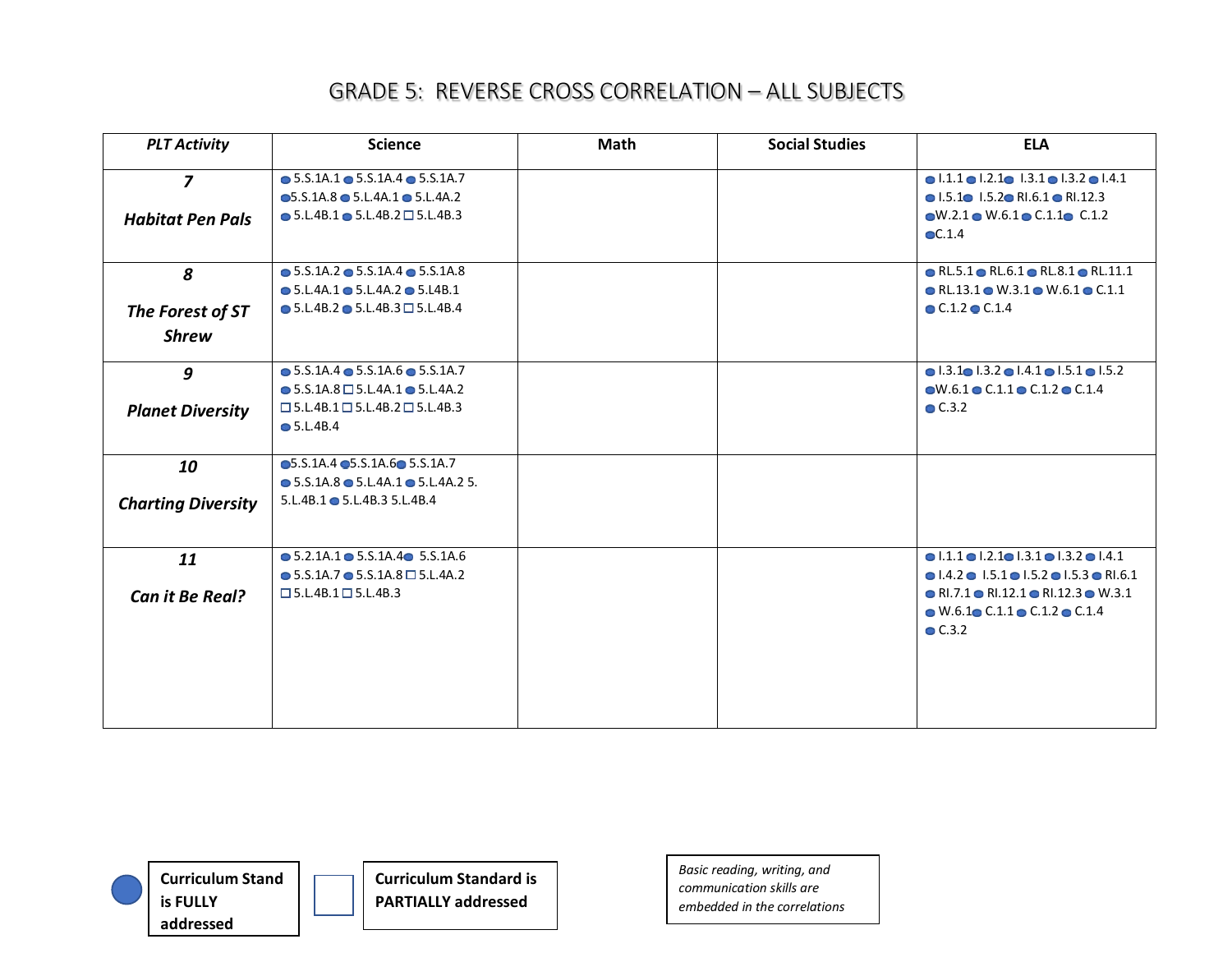# GRADE 5: REVERSE CROSS CORRELATION – ALL SUBJECTS

| *PLT Activity* | Science | Math | Social Studies | ELA |
|---|---|---|---|---|
| ***7*** <br> ***Habitat Pen Pals*** | ● 5.S.1A.1 ● 5.S.1A.4 ● 5.S.1A.7 ● 5.S.1A.8 ● 5.L.4A.1 ● 5.L.4A.2 ● 5.L.4B.1 ● 5.L.4B.2 ☐ 5.L.4B.3 | | | ● I.1.1 ● I.2.1 ● I.3.1 ● I.3.2 ● I.4.1 ● I.5.1 ● I.5.2 ● RI.6.1 ● RI.12.3 ● W.2.1 ● W.6.1 ● C.1.1 ● C.1.2 ● C.1.4 |
| ***8*** <br> ***The Forest of ST Shrew*** | ● 5.S.1A.2 ● 5.S.1A.4 ● 5.S.1A.8 ● 5.L.4A.1 ● 5.L.4A.2 ● 5.L4B.1 ● 5.L.4B.2 ● 5.L.4B.3 ☐ 5.L.4B.4 | | | ● RL.5.1 ● RL.6.1 ● RL.8.1 ● RL.11.1 ● RL.13.1 ● W.3.1 ● W.6.1 ● C.1.1 ● C.1.2 ● C.1.4 |
| ***9*** <br> ***Planet Diversity*** | ● 5.S.1A.4 ● 5.S.1A.6 ● 5.S.1A.7 ● 5.S.1A.8 ☐ 5.L.4A.1 ● 5.L.4A.2 ☐ 5.L.4B.1 ☐ 5.L.4B.2 ☐ 5.L.4B.3 ● 5.L.4B.4 | | | ● I.3.1 ● I.3.2 ● I.4.1 ● I.5.1 ● I.5.2 ● W.6.1 ● C.1.1 ● C.1.2 ● C.1.4 ● C.3.2 |
| ***10*** <br> ***Charting Diversity*** | ● 5.S.1A.4 ● 5.S.1A.6 ● 5.S.1A.7 ● 5.S.1A.8 ● 5.L.4A.1 ● 5.L.4A.2 5. 5.L.4B.1 ● 5.L.4B.3 5.L.4B.4 | | | |
| ***11*** <br> ***Can it Be Real?*** | ● 5.2.1A.1 ● 5.S.1A.4 ● 5.S.1A.6 ● 5.S.1A.7 ● 5.S.1A.8 ☐ 5.L.4A.2 ☐ 5.L.4B.1 ☐ 5.L.4B.3 | | | ● I.1.1 ● I.2.1 ● I.3.1 ● I.3.2 ● I.4.1 ● I.4.2 ● I.5.1 ● I.5.2 ● I.5.3 ● RI.6.1 ● RI.7.1 ● RI.12.1 ● RI.12.3 ● W.3.1 ● W.6.1 ● C.1.1 ● C.1.2 ● C.1.4 ● C.3.2 |

● **Curriculum Stand is FULLY addressed**

☐ **Curriculum Standard is PARTIALLY addressed**

*Basic reading, writing, and communication skills are embedded in the correlations*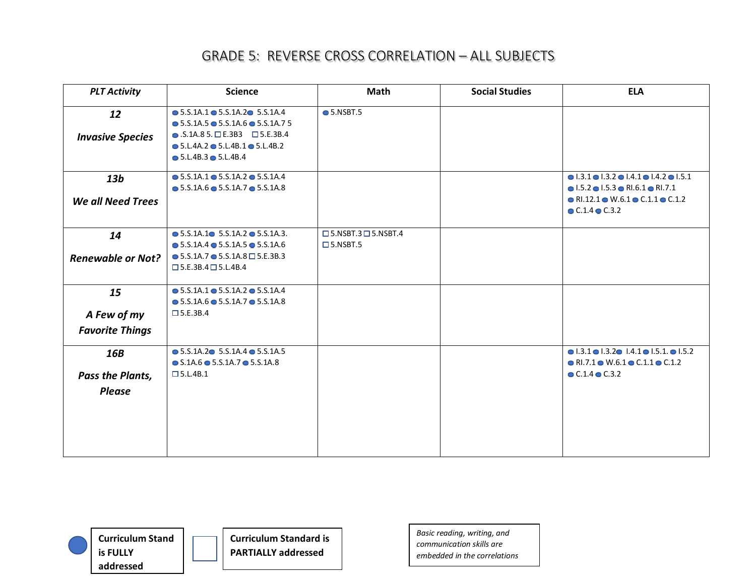# GRADE 5: REVERSE CROSS CORRELATION – ALL SUBJECTS

| *PLT Activity* | Science | Math | Social Studies | ELA |
|---|---|---|---|---|
| ***12*** ***Invasive Species*** | ● 5.S.1A.1 ● 5.S.1A.2 ● 5.S.1A.4 ● 5.S.1A.5 ● 5.S.1A.6 ● 5.S.1A.7 5 ● .S.1A.8 5. ☐ E.3B3 ☐ 5.E.3B.4 ● 5.L.4A.2 ● 5.L.4B.1 ● 5.L.4B.2 ● 5.L.4B.3 ● 5.L.4B.4 | ● 5.NSBT.5 | | |
| ***13b*** ***We all Need Trees*** | ● 5.S.1A.1 ● 5.S.1A.2 ● 5.S.1A.4 ● 5.S.1A.6 ● 5.S.1A.7 ● 5.S.1A.8 | | | ● I.3.1 ● I.3.2 ● I.4.1 ● I.4.2 ● I.5.1 ● I.5.2 ● I.5.3 ● RI.6.1 ● RI.7.1 ● RI.12.1 ● W.6.1 ● C.1.1 ● C.1.2 ● C.1.4 ● C.3.2 |
| ***14*** ***Renewable or Not?*** | ● 5.S.1A.1 ● 5.S.1A.2 ● 5.S.1A.3. ● 5.S.1A.4 ● 5.S.1A.5 ● 5.S.1A.6 ● 5.S.1A.7 ● 5.S.1A.8 ☐ 5.E.3B.3 ☐ 5.E.3B.4 ☐ 5.L.4B.4 | ☐ 5.NSBT.3 ☐ 5.NSBT.4 ☐ 5.NSBT.5 | | |
| ***15*** ***A Few of my Favorite Things*** | ● 5.S.1A.1 ● 5.S.1A.2 ● 5.S.1A.4 ● 5.S.1A.6 ● 5.S.1A.7 ● 5.S.1A.8 ☐ 5.E.3B.4 | | | |
| ***16B*** ***Pass the Plants, Please*** | ● 5.S.1A.2 ● 5.S.1A.4 ● 5.S.1A.5 ● 5.S.1A.6 ● 5.S.1A.7 ● 5.S.1A.8 ☐ 5.L.4B.1 | | | ● I.3.1 ● I.3.2 ● I.4.1 ● I.5.1. ● I.5.2 ● RI.7.1 ● W.6.1 ● C.1.1 ● C.1.2 ● C.1.4 ● C.3.2 |

● **Curriculum Stand is FULLY addressed**

☐ **Curriculum Standard is PARTIALLY addressed**

*Basic reading, writing, and communication skills are embedded in the correlations*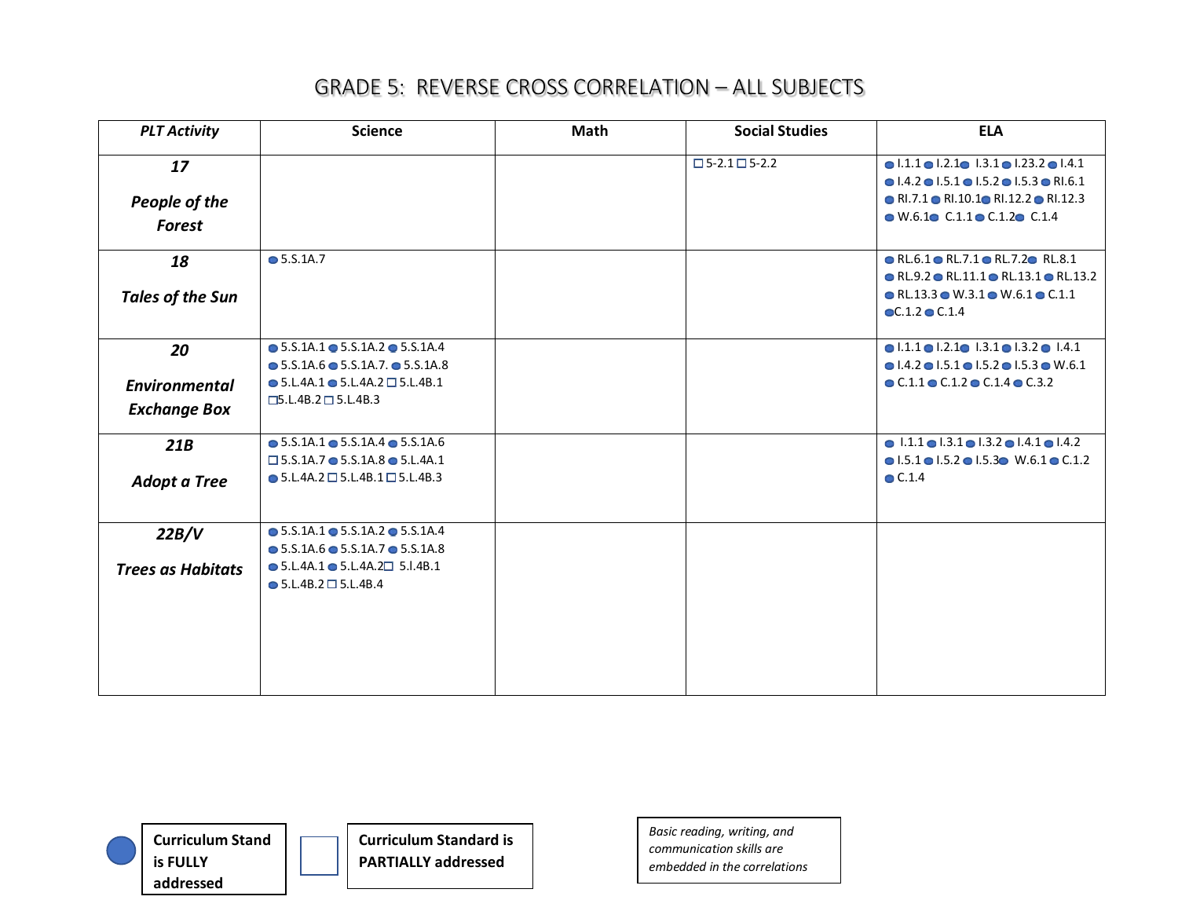# GRADE 5: REVERSE CROSS CORRELATION – ALL SUBJECTS

| PLT Activity | Science | Math | Social Studies | ELA |
|---|---|---|---|---|
| ***17*** ***People of the Forest*** | | | ☐ 5-2.1 ☐ 5-2.2 | ● I.1.1 ● I.2.1 ● I.3.1 ● I.23.2 ● I.4.1 ● I.4.2 ● I.5.1 ● I.5.2 ● I.5.3 ● RI.6.1 ● RI.7.1 ● RI.10.1 ● RI.12.2 ● RI.12.3 ● W.6.1 ● C.1.1 ● C.1.2 ● C.1.4 |
| ***18*** ***Tales of the Sun*** | ● 5.S.1A.7 | | | ● RL.6.1 ● RL.7.1 ● RL.7.2 ● RL.8.1 ● RL.9.2 ● RL.11.1 ● RL.13.1 ● RL.13.2 ● RL.13.3 ● W.3.1 ● W.6.1 ● C.1.1 ● C.1.2 ● C.1.4 |
| ***20*** ***Environmental Exchange Box*** | ● 5.S.1A.1 ● 5.S.1A.2 ● 5.S.1A.4 ● 5.S.1A.6 ● 5.S.1A.7. ● 5.S.1A.8 ● 5.L.4A.1 ● 5.L.4A.2 ☐ 5.L.4B.1 ☐ 5.L.4B.2 ☐ 5.L.4B.3 | | | ● I.1.1 ● I.2.1 ● I.3.1 ● I.3.2 ● I.4.1 ● I.4.2 ● I.5.1 ● I.5.2 ● I.5.3 ● W.6.1 ● C.1.1 ● C.1.2 ● C.1.4 ● C.3.2 |
| ***21B*** ***Adopt a Tree*** | ● 5.S.1A.1 ● 5.S.1A.4 ● 5.S.1A.6 ☐ 5.S.1A.7 ● 5.S.1A.8 ● 5.L.4A.1 ● 5.L.4A.2 ☐ 5.L.4B.1 ☐ 5.L.4B.3 | | | ● I.1.1 ● I.3.1 ● I.3.2 ● I.4.1 ● I.4.2 ● I.5.1 ● I.5.2 ● I.5.3 ● W.6.1 ● C.1.2 ● C.1.4 |
| ***22B/V*** ***Trees as Habitats*** | ● 5.S.1A.1 ● 5.S.1A.2 ● 5.S.1A.4 ● 5.S.1A.6 ● 5.S.1A.7 ● 5.S.1A.8 ● 5.L.4A.1 ● 5.L.4A.2 ☐ 5.I.4B.1 ● 5.L.4B.2 ☐ 5.L.4B.4 | | | |

● **Curriculum Stand is FULLY addressed**

☐ **Curriculum Standard is PARTIALLY addressed**

*Basic reading, writing, and communication skills are embedded in the correlations*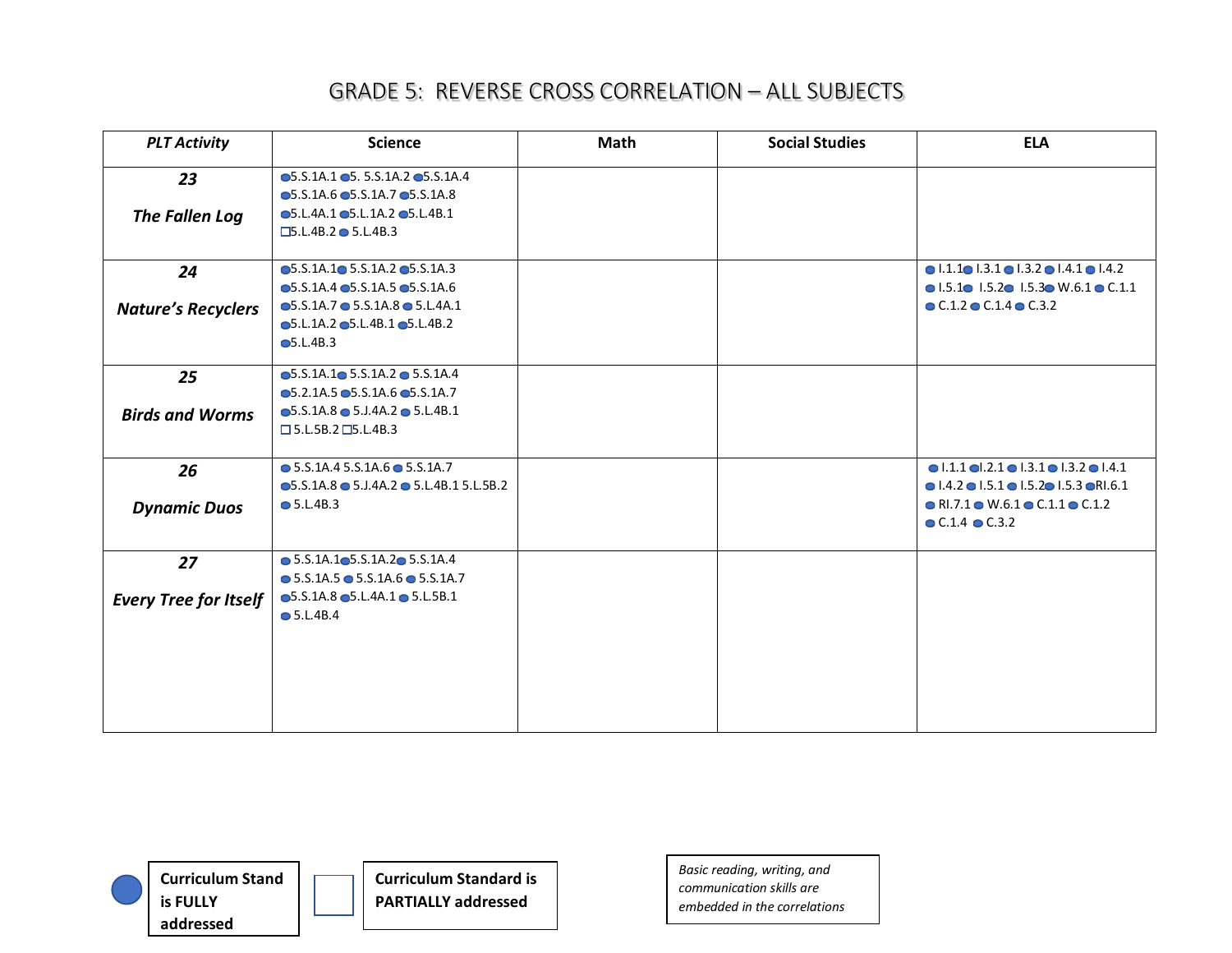# GRADE 5: REVERSE CROSS CORRELATION – ALL SUBJECTS

| *PLT Activity* | Science | Math | Social Studies | ELA |
|---|---|---|---|---|
| ***23*** ***The Fallen Log*** | ● 5.S.1A.1 ● 5. 5.S.1A.2 ● 5.S.1A.4 ● 5.S.1A.6 ● 5.S.1A.7 ● 5.S.1A.8 ● 5.L.4A.1 ● 5.L.1A.2 ● 5.L.4B.1 ☐ 5.L.4B.2 ● 5.L.4B.3 | | | |
| ***24*** ***Nature's Recyclers*** | ● 5.S.1A.1 ● 5.S.1A.2 ● 5.S.1A.3 ● 5.S.1A.4 ● 5.S.1A.5 ● 5.S.1A.6 ● 5.S.1A.7 ● 5.S.1A.8 ● 5.L.4A.1 ● 5.L.1A.2 ● 5.L.4B.1 ● 5.L.4B.2 ● 5.L.4B.3 | | | ● I.1.1 ● I.3.1 ● I.3.2 ● I.4.1 ● I.4.2 ● I.5.1 ● I.5.2 ● I.5.3 ● W.6.1 ● C.1.1 ● C.1.2 ● C.1.4 ● C.3.2 |
| ***25*** ***Birds and Worms*** | ● 5.S.1A.1 ● 5.S.1A.2 ● 5.S.1A.4 ● 5.2.1A.5 ● 5.S.1A.6 ● 5.S.1A.7 ● 5.S.1A.8 ● 5.J.4A.2 ● 5.L.4B.1 ☐ 5.L.5B.2 ☐ 5.L.4B.3 | | | |
| ***26*** ***Dynamic Duos*** | ● 5.S.1A.4 5.S.1A.6 ● 5.S.1A.7 ● 5.S.1A.8 ● 5.J.4A.2 ● 5.L.4B.1 5.L.5B.2 ● 5.L.4B.3 | | | ● I.1.1 ● I.2.1 ● I.3.1 ● I.3.2 ● I.4.1 ● I.4.2 ● I.5.1 ● I.5.2 ● I.5.3 ● RI.6.1 ● RI.7.1 ● W.6.1 ● C.1.1 ● C.1.2 ● C.1.4 ● C.3.2 |
| ***27*** ***Every Tree for Itself*** | ● 5.S.1A.1 ● 5.S.1A.2 ● 5.S.1A.4 ● 5.S.1A.5 ● 5.S.1A.6 ● 5.S.1A.7 ● 5.S.1A.8 ● 5.L.4A.1 ● 5.L.5B.1 ● 5.L.4B.4 | | | |

● **Curriculum Stand is FULLY addressed**

☐ **Curriculum Standard is PARTIALLY addressed**

*Basic reading, writing, and communication skills are embedded in the correlations*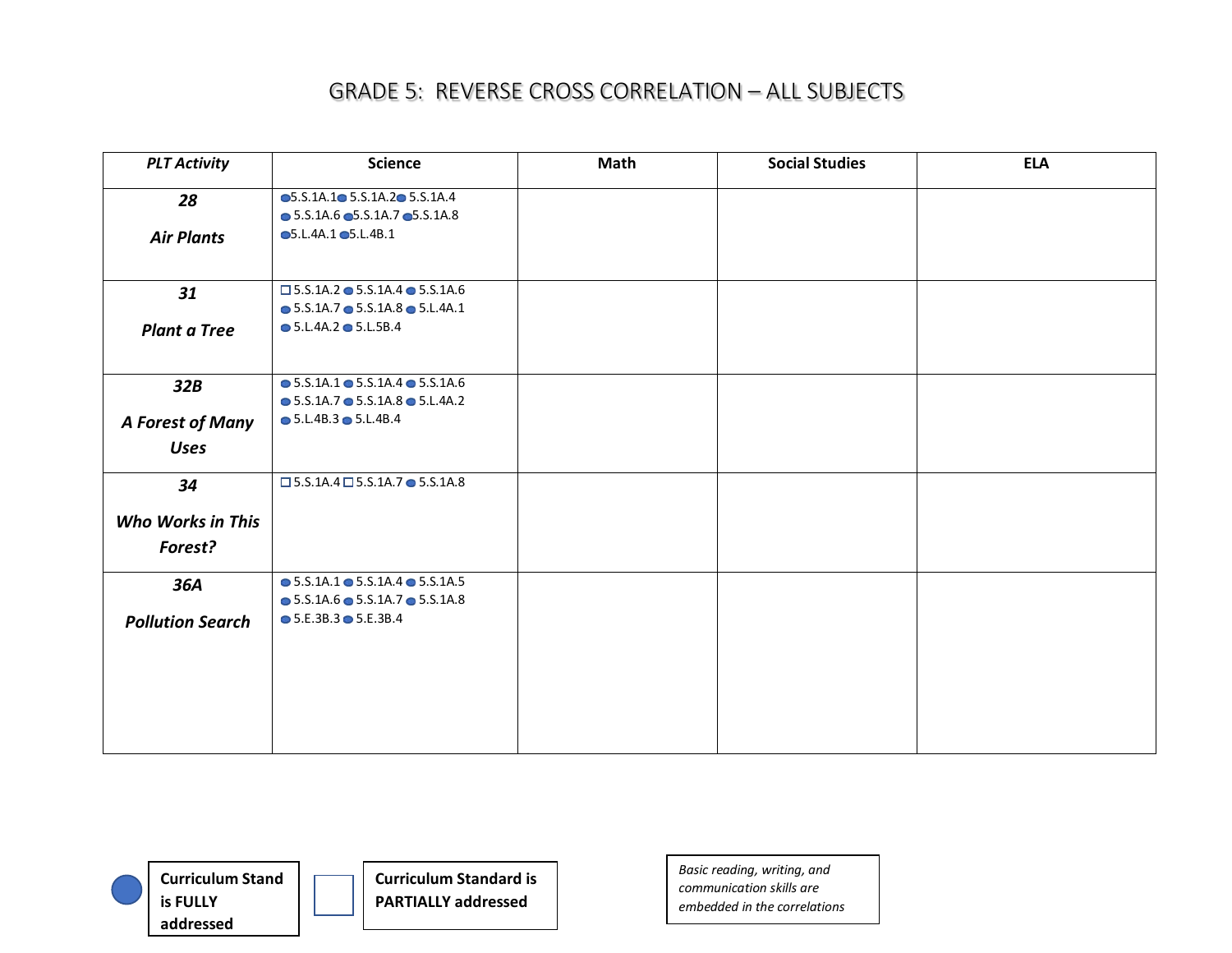# GRADE 5: REVERSE CROSS CORRELATION – ALL SUBJECTS

| *PLT Activity* | Science | Math | Social Studies | ELA |
|---|---|---|---|---|
| ***28*** ***Air Plants*** | ● 5.S.1A.1 ● 5.S.1A.2 ● 5.S.1A.4 ● 5.S.1A.6 ● 5.S.1A.7 ● 5.S.1A.8 ● 5.L.4A.1 ● 5.L.4B.1 | | | |
| ***31*** ***Plant a Tree*** | ☐ 5.S.1A.2 ● 5.S.1A.4 ● 5.S.1A.6 ● 5.S.1A.7 ● 5.S.1A.8 ● 5.L.4A.1 ● 5.L.4A.2 ● 5.L.5B.4 | | | |
| ***32B*** ***A Forest of Many Uses*** | ● 5.S.1A.1 ● 5.S.1A.4 ● 5.S.1A.6 ● 5.S.1A.7 ● 5.S.1A.8 ● 5.L.4A.2 ● 5.L.4B.3 ● 5.L.4B.4 | | | |
| ***34*** ***Who Works in This Forest?*** | ☐ 5.S.1A.4 ☐ 5.S.1A.7 ● 5.S.1A.8 | | | |
| ***36A*** ***Pollution Search*** | ● 5.S.1A.1 ● 5.S.1A.4 ● 5.S.1A.5 ● 5.S.1A.6 ● 5.S.1A.7 ● 5.S.1A.8 ● 5.E.3B.3 ● 5.E.3B.4 | | | |

● **Curriculum Stand is FULLY addressed**

☐ **Curriculum Standard is PARTIALLY addressed**

*Basic reading, writing, and communication skills are embedded in the correlations*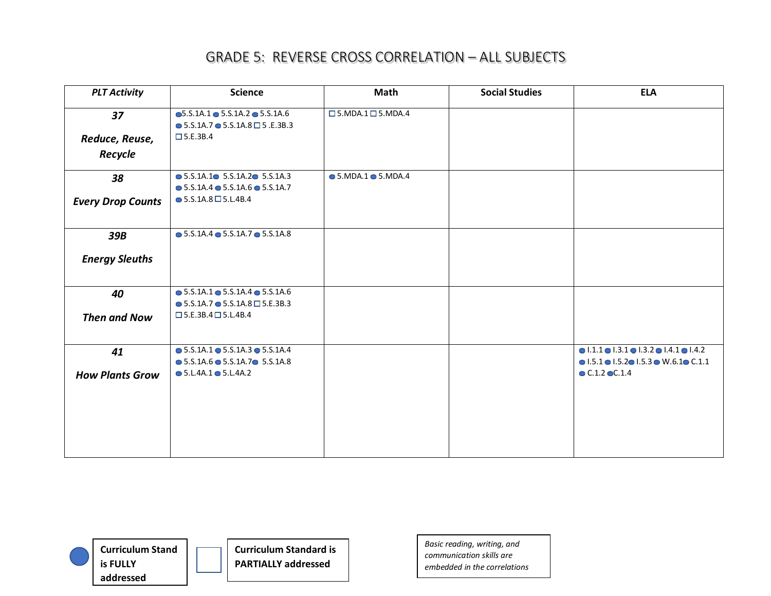# GRADE 5: REVERSE CROSS CORRELATION – ALL SUBJECTS

| *PLT Activity* | Science | Math | Social Studies | ELA |
|---|---|---|---|---|
| ***37 Reduce, Reuse, Recycle*** | ● 5.S.1A.1 ● 5.S.1A.2 ● 5.S.1A.6 ● 5.S.1A.7 ● 5.S.1A.8 □ 5 .E.3B.3 □ 5.E.3B.4 | □ 5.MDA.1 □ 5.MDA.4 | | |
| ***38 Every Drop Counts*** | ● 5.S.1A.1 ● 5.S.1A.2 ● 5.S.1A.3 ● 5.S.1A.4 ● 5.S.1A.6 ● 5.S.1A.7 ● 5.S.1A.8 □ 5.L.4B.4 | ● 5.MDA.1 ● 5.MDA.4 | | |
| ***39B Energy Sleuths*** | ● 5.S.1A.4 ● 5.S.1A.7 ● 5.S.1A.8 | | | |
| ***40 Then and Now*** | ● 5.S.1A.1 ● 5.S.1A.4 ● 5.S.1A.6 ● 5.S.1A.7 ● 5.S.1A.8 □ 5.E.3B.3 □ 5.E.3B.4 □ 5.L.4B.4 | | | |
| ***41 How Plants Grow*** | ● 5.S.1A.1 ● 5.S.1A.3 ● 5.S.1A.4 ● 5.S.1A.6 ● 5.S.1A.7 ● 5.S.1A.8 ● 5.L.4A.1 ● 5.L.4A.2 | | | ● I.1.1 ● I.3.1 ● I.3.2 ● I.4.1 ● I.4.2 ● I.5.1 ● I.5.2 ● I.5.3 ● W.6.1 ● C.1.1 ● C.1.2 ● C.1.4 |

● **Curriculum Stand is FULLY addressed**

□ **Curriculum Standard is PARTIALLY addressed**

*Basic reading, writing, and communication skills are embedded in the correlations*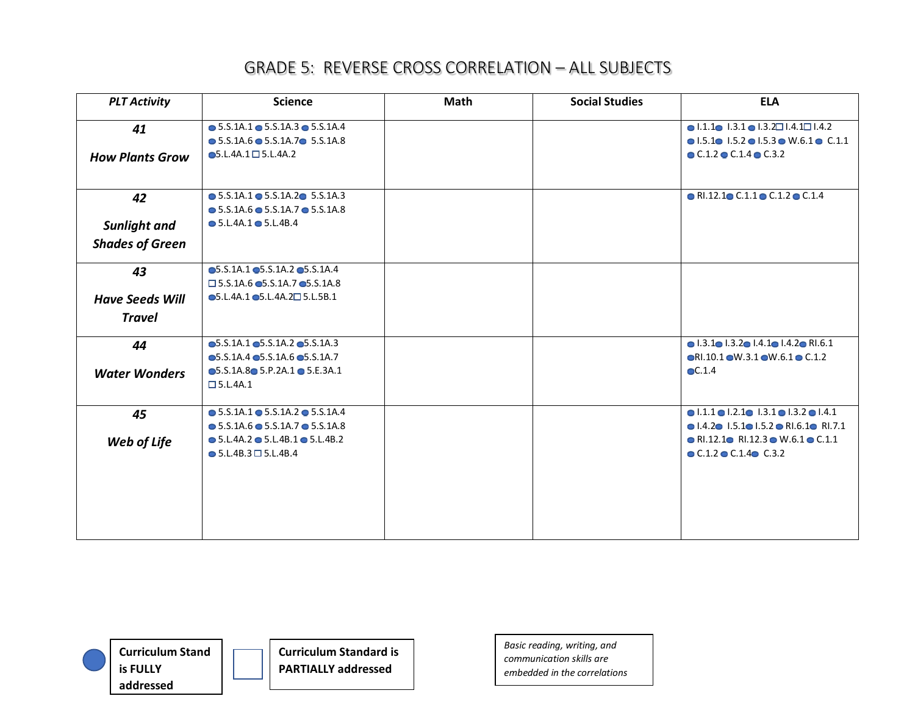# GRADE 5: REVERSE CROSS CORRELATION – ALL SUBJECTS

| *PLT Activity* | Science | Math | Social Studies | ELA |
|---|---|---|---|---|
| ***41*** ***How Plants Grow*** | ● 5.S.1A.1 ● 5.S.1A.3 ● 5.S.1A.4 ● 5.S.1A.6 ● 5.S.1A.7 ● 5.S.1A.8 ● 5.L.4A.1 □ 5.L.4A.2 | | | ● I.1.1 ● I.3.1 ● I.3.2 □ I.4.1 □ I.4.2 ● I.5.1 ● I.5.2 ● I.5.3 ● W.6.1 ● C.1.1 ● C.1.2 ● C.1.4 ● C.3.2 |
| ***42*** ***Sunlight and Shades of Green*** | ● 5.S.1A.1 ● 5.S.1A.2 ● 5.S.1A.3 ● 5.S.1A.6 ● 5.S.1A.7 ● 5.S.1A.8 ● 5.L.4A.1 ● 5.L.4B.4 | | | ● RI.12.1 ● C.1.1 ● C.1.2 ● C.1.4 |
| ***43*** ***Have Seeds Will Travel*** | ● 5.S.1A.1 ● 5.S.1A.2 ● 5.S.1A.4 □ 5.S.1A.6 ● 5.S.1A.7 ● 5.S.1A.8 ● 5.L.4A.1 ● 5.L.4A.2 □ 5.L.5B.1 | | | |
| ***44*** ***Water Wonders*** | ● 5.S.1A.1 ● 5.S.1A.2 ● 5.S.1A.3 ● 5.S.1A.4 ● 5.S.1A.6 ● 5.S.1A.7 ● 5.S.1A.8 ● 5.P.2A.1 ● 5.E.3A.1 □ 5.L.4A.1 | | | ● I.3.1 ● I.3.2 ● I.4.1 ● I.4.2 ● RI.6.1 ● RI.10.1 ● W.3.1 ● W.6.1 ● C.1.2 ● C.1.4 |
| ***45*** ***Web of Life*** | ● 5.S.1A.1 ● 5.S.1A.2 ● 5.S.1A.4 ● 5.S.1A.6 ● 5.S.1A.7 ● 5.S.1A.8 ● 5.L.4A.2 ● 5.L.4B.1 ● 5.L.4B.2 ● 5.L.4B.3 □ 5.L.4B.4 | | | ● I.1.1 ● I.2.1 ● I.3.1 ● I.3.2 ● I.4.1 ● I.4.2 ● I.5.1 ● I.5.2 ● RI.6.1 ● RI.7.1 ● RI.12.1 ● RI.12.3 ● W.6.1 ● C.1.1 ● C.1.2 ● C.1.4 ● C.3.2 |

● **Curriculum Stand is FULLY addressed**

□ **Curriculum Standard is PARTIALLY addressed**

*Basic reading, writing, and communication skills are embedded in the correlations*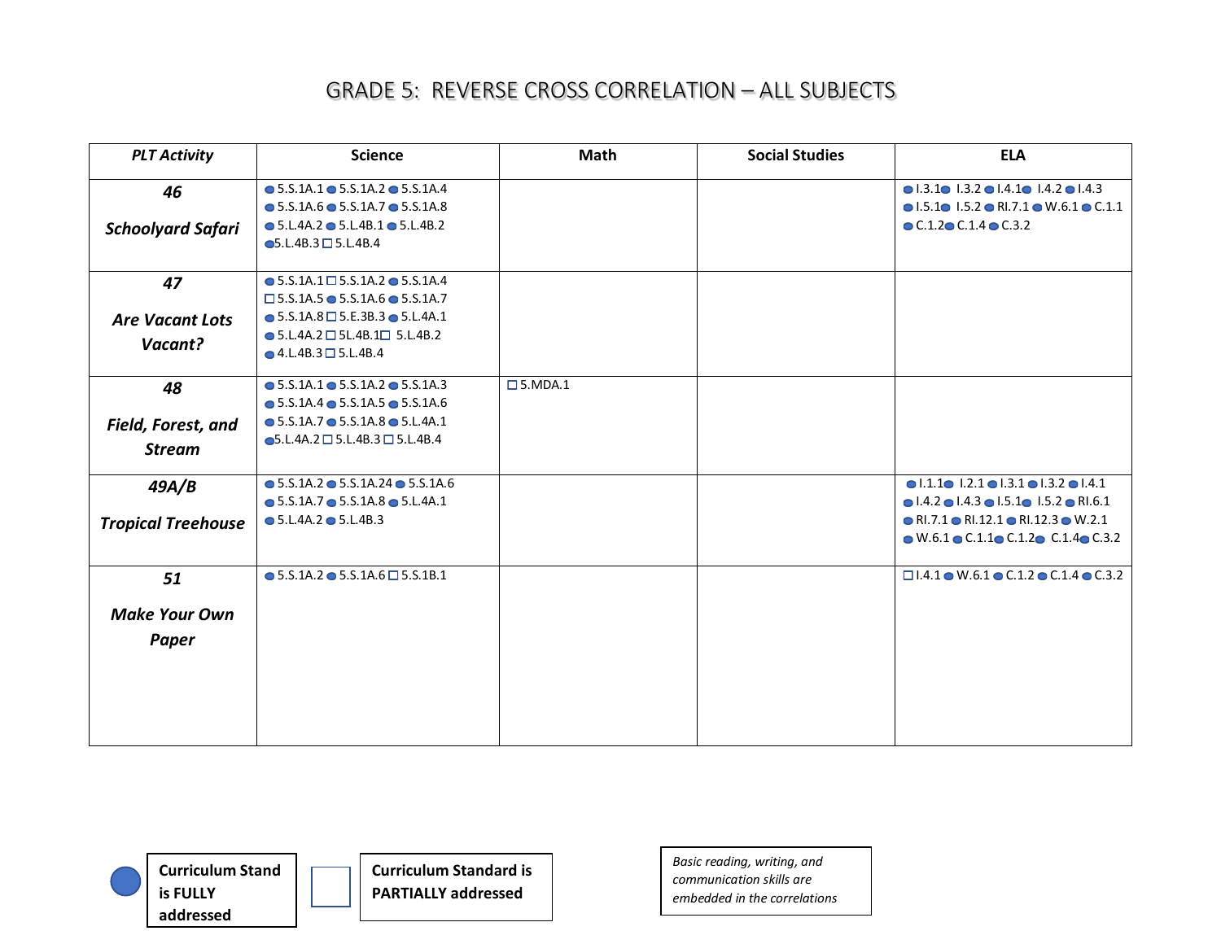# GRADE 5: REVERSE CROSS CORRELATION – ALL SUBJECTS

| PLT Activity | Science | Math | Social Studies | ELA |
|---|---|---|---|---|
| ***46*** ***Schoolyard Safari*** | ● 5.S.1A.1 ● 5.S.1A.2 ● 5.S.1A.4 ● 5.S.1A.6 ● 5.S.1A.7 ● 5.S.1A.8 ● 5.L.4A.2 ● 5.L.4B.1 ● 5.L.4B.2 ● 5.L.4B.3 □ 5.L.4B.4 | | | ● I.3.1 ● I.3.2 ● I.4.1 ● I.4.2 ● I.4.3 ● I.5.1 ● I.5.2 ● RI.7.1 ● W.6.1 ● C.1.1 ● C.1.2 ● C.1.4 ● C.3.2 |
| ***47*** ***Are Vacant Lots Vacant?*** | ● 5.S.1A.1 □ 5.S.1A.2 ● 5.S.1A.4 □ 5.S.1A.5 ● 5.S.1A.6 ● 5.S.1A.7 ● 5.S.1A.8 □ 5.E.3B.3 ● 5.L.4A.1 ● 5.L.4A.2 □ 5L.4B.1 □ 5.L.4B.2 ● 4.L.4B.3 □ 5.L.4B.4 | | | |
| ***48*** ***Field, Forest, and Stream*** | ● 5.S.1A.1 ● 5.S.1A.2 ● 5.S.1A.3 ● 5.S.1A.4 ● 5.S.1A.5 ● 5.S.1A.6 ● 5.S.1A.7 ● 5.S.1A.8 ● 5.L.4A.1 ● 5.L.4A.2 □ 5.L.4B.3 □ 5.L.4B.4 | □ 5.MDA.1 | | |
| ***49A/B*** ***Tropical Treehouse*** | ● 5.S.1A.2 ● 5.S.1A.24 ● 5.S.1A.6 ● 5.S.1A.7 ● 5.S.1A.8 ● 5.L.4A.1 ● 5.L.4A.2 ● 5.L.4B.3 | | | ● I.1.1 ● I.2.1 ● I.3.1 ● I.3.2 ● I.4.1 ● I.4.2 ● I.4.3 ● I.5.1 ● I.5.2 ● RI.6.1 ● RI.7.1 ● RI.12.1 ● RI.12.3 ● W.2.1 ● W.6.1 ● C.1.1 ● C.1.2 ● C.1.4 ● C.3.2 |
| ***51*** ***Make Your Own Paper*** | ● 5.S.1A.2 ● 5.S.1A.6 □ 5.S.1B.1 | | | □ I.4.1 ● W.6.1 ● C.1.2 ● C.1.4 ● C.3.2 |

● **Curriculum Stand is FULLY addressed**

□ **Curriculum Standard is PARTIALLY addressed**

*Basic reading, writing, and communication skills are embedded in the correlations*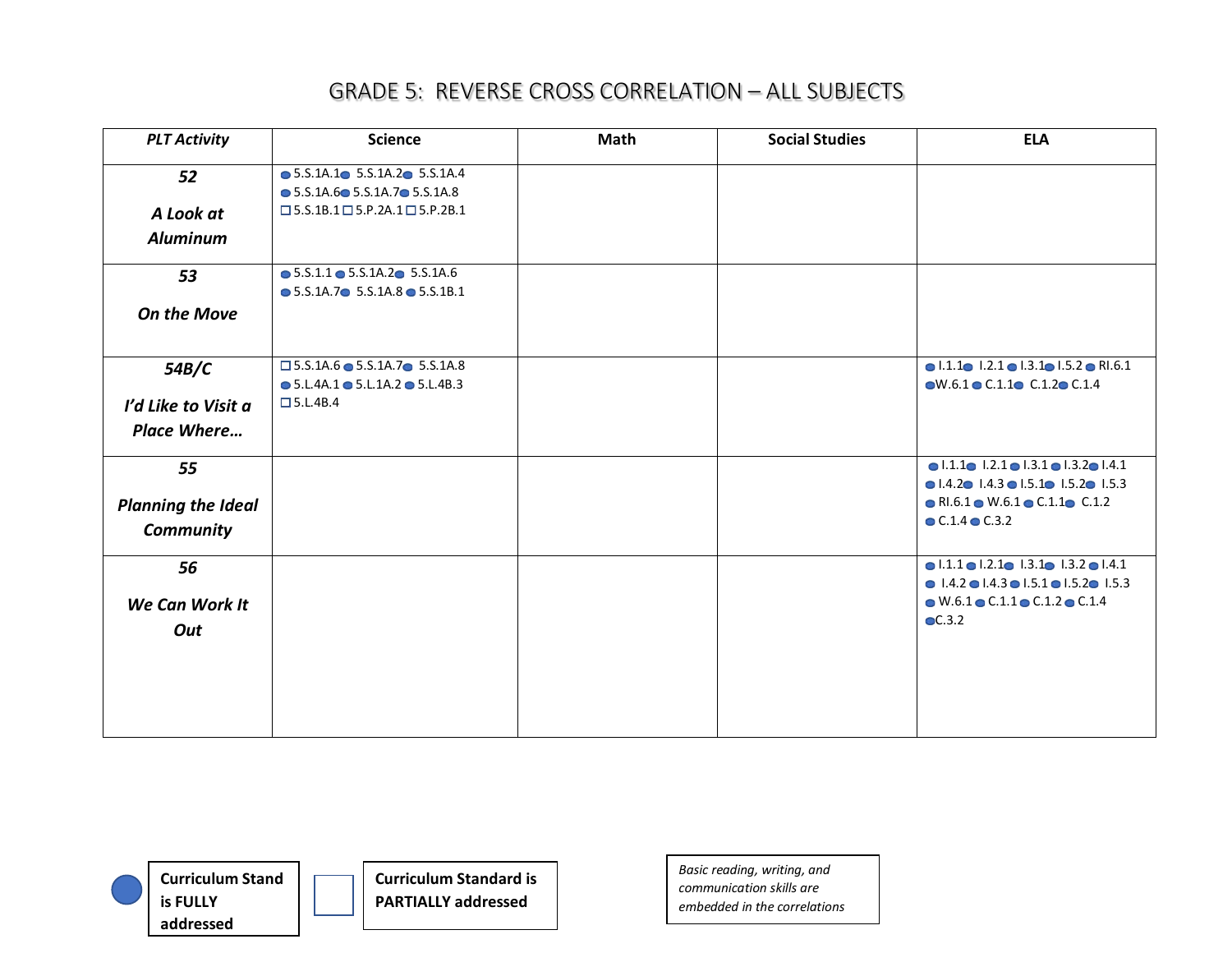# GRADE 5: REVERSE CROSS CORRELATION – ALL SUBJECTS

| *PLT Activity* | Science | Math | Social Studies | ELA |
|---|---|---|---|---|
| ***52*** ***A Look at Aluminum*** | ● 5.S.1A.1 ● 5.S.1A.2 ● 5.S.1A.4 ● 5.S.1A.6 ● 5.S.1A.7 ● 5.S.1A.8 ☐ 5.S.1B.1 ☐ 5.P.2A.1 ☐ 5.P.2B.1 | | | |
| ***53*** ***On the Move*** | ● 5.S.1.1 ● 5.S.1A.2 ● 5.S.1A.6 ● 5.S.1A.7 ● 5.S.1A.8 ● 5.S.1B.1 | | | |
| ***54B/C*** ***I'd Like to Visit a Place Where…*** | ☐ 5.S.1A.6 ● 5.S.1A.7 ● 5.S.1A.8 ● 5.L.4A.1 ● 5.L.1A.2 ● 5.L.4B.3 ☐ 5.L.4B.4 | | | ● I.1.1 ● I.2.1 ● I.3.1 ● I.5.2 ● RI.6.1 ● W.6.1 ● C.1.1 ● C.1.2 ● C.1.4 |
| ***55*** ***Planning the Ideal Community*** | | | | ● I.1.1 ● I.2.1 ● I.3.1 ● I.3.2 ● I.4.1 ● I.4.2 ● I.4.3 ● I.5.1 ● I.5.2 ● I.5.3 ● RI.6.1 ● W.6.1 ● C.1.1 ● C.1.2 ● C.1.4 ● C.3.2 |
| ***56*** ***We Can Work It Out*** | | | | ● I.1.1 ● I.2.1 ● I.3.1 ● I.3.2 ● I.4.1 ● I.4.2 ● I.4.3 ● I.5.1 ● I.5.2 ● I.5.3 ● W.6.1 ● C.1.1 ● C.1.2 ● C.1.4 ● C.3.2 |

● **Curriculum Stand is FULLY addressed**

☐ **Curriculum Standard is PARTIALLY addressed**

*Basic reading, writing, and communication skills are embedded in the correlations*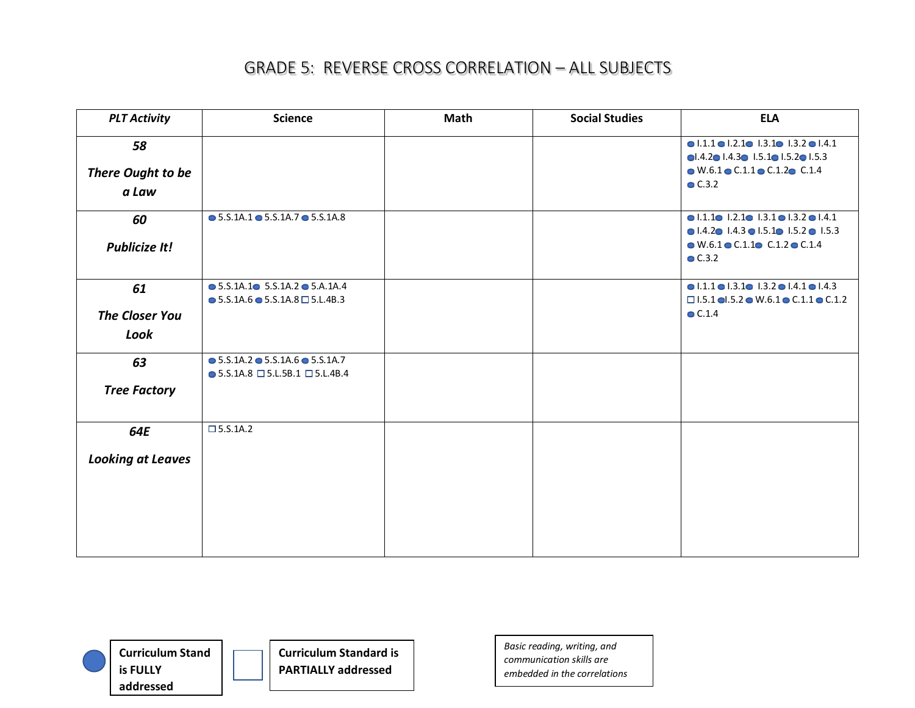# GRADE 5: REVERSE CROSS CORRELATION – ALL SUBJECTS

| *PLT Activity* | Science | Math | Social Studies | ELA |
|---|---|---|---|---|
| ***58*** ***There Ought to be a Law*** | | | | ● I.1.1 ● I.2.1 ● I.3.1 ● I.3.2 ● I.4.1 ● I.4.2 ● I.4.3 ● I.5.1 ● I.5.2 ● I.5.3 ● W.6.1 ● C.1.1 ● C.1.2 ● C.1.4 ● C.3.2 |
| ***60*** ***Publicize It!*** | ● 5.S.1A.1 ● 5.S.1A.7 ● 5.S.1A.8 | | | ● I.1.1 ● I.2.1 ● I.3.1 ● I.3.2 ● I.4.1 ● I.4.2 ● I.4.3 ● I.5.1 ● I.5.2 ● I.5.3 ● W.6.1 ● C.1.1 ● C.1.2 ● C.1.4 ● C.3.2 |
| ***61*** ***The Closer You Look*** | ● 5.S.1A.1 ● 5.S.1A.2 ● 5.A.1A.4 ● 5.S.1A.6 ● 5.S.1A.8 ☐ 5.L.4B.3 | | | ● I.1.1 ● I.3.1 ● I.3.2 ● I.4.1 ● I.4.3 ☐ I.5.1 ● I.5.2 ● W.6.1 ● C.1.1 ● C.1.2 ● C.1.4 |
| ***63*** ***Tree Factory*** | ● 5.S.1A.2 ● 5.S.1A.6 ● 5.S.1A.7 ● 5.S.1A.8 ☐ 5.L.5B.1 ☐ 5.L.4B.4 | | | |
| ***64E*** ***Looking at Leaves*** | ☐ 5.S.1A.2 | | | |

● **Curriculum Stand is FULLY addressed**

☐ **Curriculum Standard is PARTIALLY addressed**

*Basic reading, writing, and communication skills are embedded in the correlations*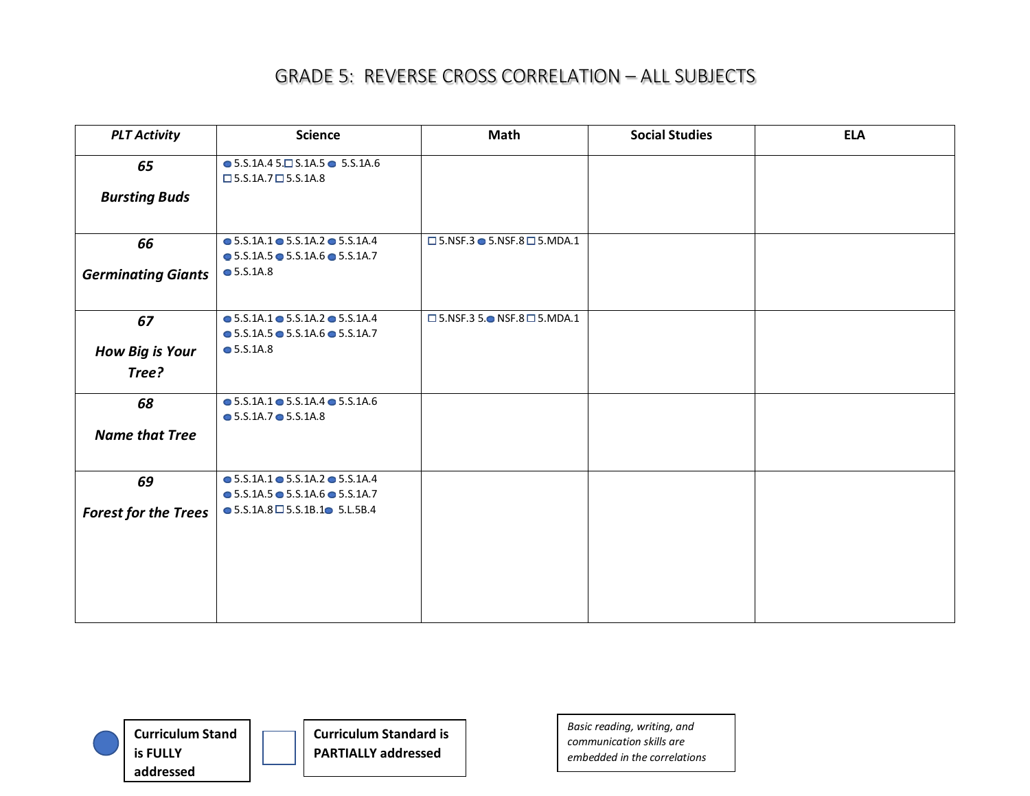# GRADE 5: REVERSE CROSS CORRELATION – ALL SUBJECTS

| *PLT Activity* | Science | Math | Social Studies | ELA |
|---|---|---|---|---|
| ***65*** ***Bursting Buds*** | ● 5.S.1A.4 5.☐ S.1A.5 ● 5.S.1A.6 ☐ 5.S.1A.7 ☐ 5.S.1A.8 | | | |
| ***66*** ***Germinating Giants*** | ● 5.S.1A.1 ● 5.S.1A.2 ● 5.S.1A.4 ● 5.S.1A.5 ● 5.S.1A.6 ● 5.S.1A.7 ● 5.S.1A.8 | ☐ 5.NSF.3 ● 5.NSF.8 ☐ 5.MDA.1 | | |
| ***67*** ***How Big is Your Tree?*** | ● 5.S.1A.1 ● 5.S.1A.2 ● 5.S.1A.4 ● 5.S.1A.5 ● 5.S.1A.6 ● 5.S.1A.7 ● 5.S.1A.8 | ☐ 5.NSF.3 5.● NSF.8 ☐ 5.MDA.1 | | |
| ***68*** ***Name that Tree*** | ● 5.S.1A.1 ● 5.S.1A.4 ● 5.S.1A.6 ● 5.S.1A.7 ● 5.S.1A.8 | | | |
| ***69*** ***Forest for the Trees*** | ● 5.S.1A.1 ● 5.S.1A.2 ● 5.S.1A.4 ● 5.S.1A.5 ● 5.S.1A.6 ● 5.S.1A.7 ● 5.S.1A.8 ☐ 5.S.1B.1 ● 5.L.5B.4 | | | |

● **Curriculum Stand is FULLY addressed**

☐ **Curriculum Standard is PARTIALLY addressed**

*Basic reading, writing, and communication skills are embedded in the correlations*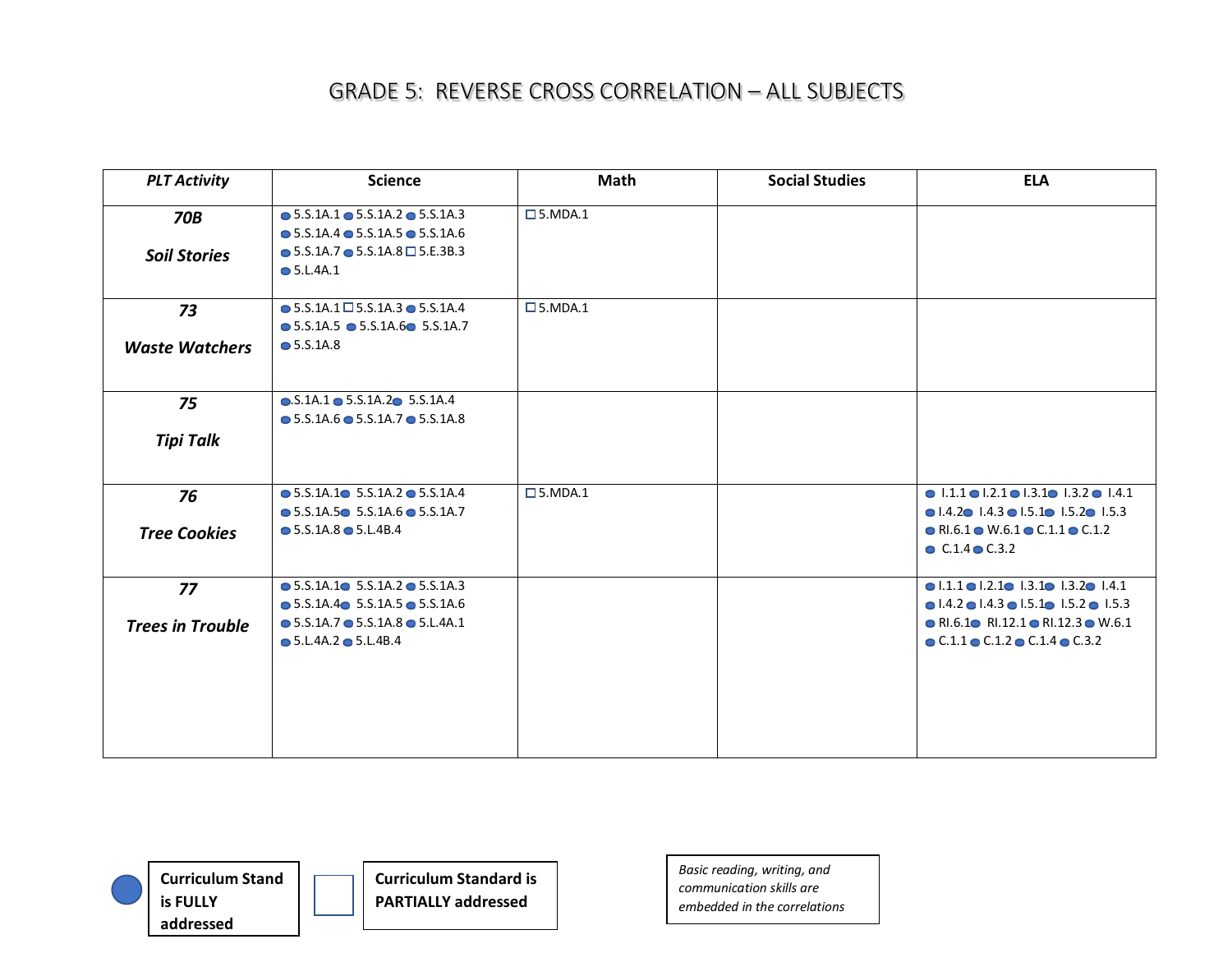# GRADE 5: REVERSE CROSS CORRELATION – ALL SUBJECTS

| PLT Activity | Science | Math | Social Studies | ELA |
|---|---|---|---|---|
| ***70B*** ***Soil Stories*** | ● 5.S.1A.1 ● 5.S.1A.2 ● 5.S.1A.3 ● 5.S.1A.4 ● 5.S.1A.5 ● 5.S.1A.6 ● 5.S.1A.7 ● 5.S.1A.8 □ 5.E.3B.3 ● 5.L.4A.1 | □ 5.MDA.1 | | |
| ***73*** ***Waste Watchers*** | ● 5.S.1A.1 □ 5.S.1A.3 ● 5.S.1A.4 ● 5.S.1A.5 ● 5.S.1A.6 ● 5.S.1A.7 ● 5.S.1A.8 | □ 5.MDA.1 | | |
| ***75*** ***Tipi Talk*** | ● S.1A.1 ● 5.S.1A.2 ● 5.S.1A.4 ● 5.S.1A.6 ● 5.S.1A.7 ● 5.S.1A.8 | | | |
| ***76*** ***Tree Cookies*** | ● 5.S.1A.1 ● 5.S.1A.2 ● 5.S.1A.4 ● 5.S.1A.5 ● 5.S.1A.6 ● 5.S.1A.7 ● 5.S.1A.8 ● 5.L.4B.4 | □ 5.MDA.1 | | ● I.1.1 ● I.2.1 ● I.3.1 ● I.3.2 ● I.4.1 ● I.4.2 ● I.4.3 ● I.5.1 ● I.5.2 ● I.5.3 ● RI.6.1 ● W.6.1 ● C.1.1 ● C.1.2 ● C.1.4 ● C.3.2 |
| ***77*** ***Trees in Trouble*** | ● 5.S.1A.1 ● 5.S.1A.2 ● 5.S.1A.3 ● 5.S.1A.4 ● 5.S.1A.5 ● 5.S.1A.6 ● 5.S.1A.7 ● 5.S.1A.8 ● 5.L.4A.1 ● 5.L.4A.2 ● 5.L.4B.4 | | | ● I.1.1 ● I.2.1 ● I.3.1 ● I.3.2 ● I.4.1 ● I.4.2 ● I.4.3 ● I.5.1 ● I.5.2 ● I.5.3 ● RI.6.1 ● RI.12.1 ● RI.12.3 ● W.6.1 ● C.1.1 ● C.1.2 ● C.1.4 ● C.3.2 |

● **Curriculum Stand is FULLY addressed**

□ **Curriculum Standard is PARTIALLY addressed**

*Basic reading, writing, and communication skills are embedded in the correlations*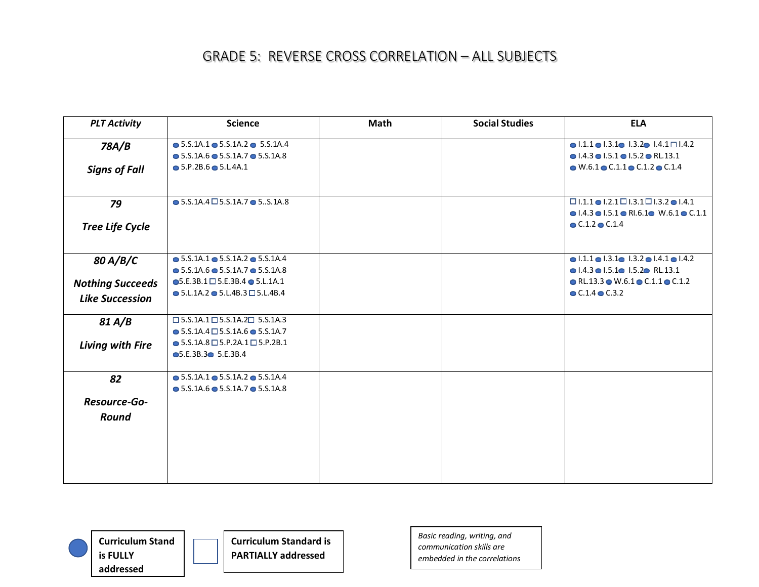# GRADE 5: REVERSE CROSS CORRELATION – ALL SUBJECTS

| PLT Activity | Science | Math | Social Studies | ELA |
|---|---|---|---|---|
| ***78A/B*** ***Signs of Fall*** | ● 5.S.1A.1 ● 5.S.1A.2 ● 5.S.1A.4 ● 5.S.1A.6 ● 5.S.1A.7 ● 5.S.1A.8 ● 5.P.2B.6 ● 5.L.4A.1 | | | ● I.1.1 ● I.3.1 ● I.3.2 ● I.4.1 □ I.4.2 ● I.4.3 ● I.5.1 ● I.5.2 ● RL.13.1 ● W.6.1 ● C.1.1 ● C.1.2 ● C.1.4 |
| ***79*** ***Tree Life Cycle*** | ● 5.S.1A.4 □ 5.S.1A.7 ● 5..S.1A.8 | | | □ I.1.1 ● I.2.1 □ I.3.1 □ I.3.2 ● I.4.1 ● I.4.3 ● I.5.1 ● RI.6.1 ● W.6.1 ● C.1.1 ● C.1.2 ● C.1.4 |
| ***80 A/B/C*** ***Nothing Succeeds Like Succession*** | ● 5.S.1A.1 ● 5.S.1A.2 ● 5.S.1A.4 ● 5.S.1A.6 ● 5.S.1A.7 ● 5.S.1A.8 ● 5.E.3B.1 □ 5.E.3B.4 ● 5.L.1A.1 ● 5.L.1A.2 ● 5.L.4B.3 □ 5.L.4B.4 | | | ● I.1.1 ● I.3.1 ● I.3.2 ● I.4.1 ● I.4.2 ● I.4.3 ● I.5.1 ● I.5.2 ● RL.13.1 ● RL.13.3 ● W.6.1 ● C.1.1 ● C.1.2 ● C.1.4 ● C.3.2 |
| ***81 A/B*** ***Living with Fire*** | □ 5.S.1A.1 □ 5.S.1A.2 □ 5.S.1A.3 ● 5.S.1A.4 □ 5.S.1A.6 ● 5.S.1A.7 ● 5.S.1A.8 □ 5.P.2A.1 □ 5.P.2B.1 ● 5.E.3B.3 ● 5.E.3B.4 | | | |
| ***82*** ***Resource-Go-Round*** | ● 5.S.1A.1 ● 5.S.1A.2 ● 5.S.1A.4 ● 5.S.1A.6 ● 5.S.1A.7 ● 5.S.1A.8 | | | |

● **Curriculum Stand is FULLY addressed**

□ **Curriculum Standard is PARTIALLY addressed**

*Basic reading, writing, and communication skills are embedded in the correlations*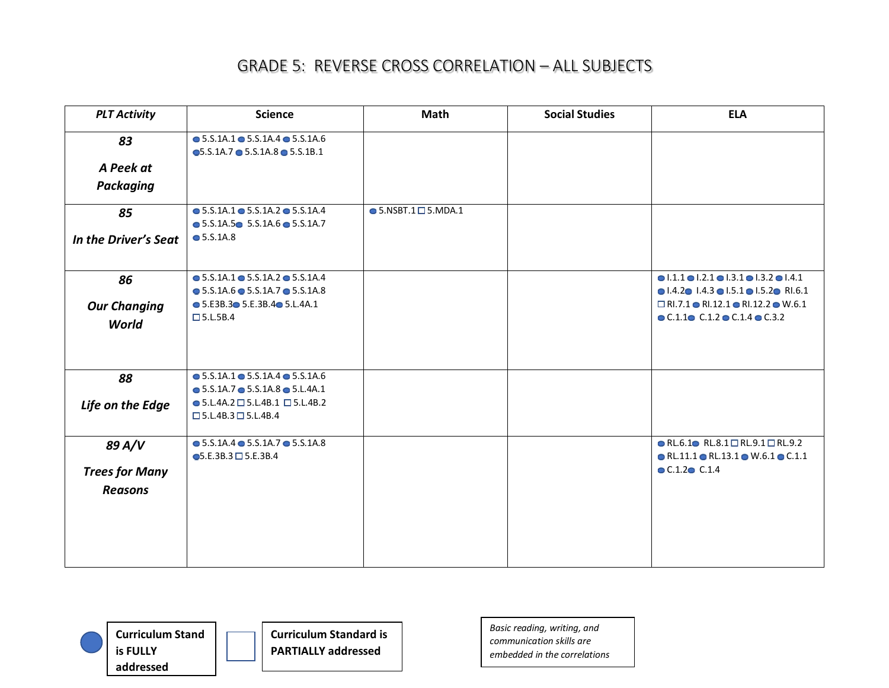# GRADE 5: REVERSE CROSS CORRELATION – ALL SUBJECTS

| *PLT Activity* | Science | Math | Social Studies | ELA |
|---|---|---|---|---|
| ***83*** ***A Peek at Packaging*** | ● 5.S.1A.1 ● 5.S.1A.4 ● 5.S.1A.6 ● 5.S.1A.7 ● 5.S.1A.8 ● 5.S.1B.1 | | | |
| ***85*** ***In the Driver's Seat*** | ● 5.S.1A.1 ● 5.S.1A.2 ● 5.S.1A.4 ● 5.S.1A.5 ● 5.S.1A.6 ● 5.S.1A.7 ● 5.S.1A.8 | ● 5.NSBT.1 □ 5.MDA.1 | | |
| ***86*** ***Our Changing World*** | ● 5.S.1A.1 ● 5.S.1A.2 ● 5.S.1A.4 ● 5.S.1A.6 ● 5.S.1A.7 ● 5.S.1A.8 ● 5.E3B.3 ● 5.E.3B.4 ● 5.L.4A.1 □ 5.L.5B.4 | | | ● I.1.1 ● I.2.1 ● I.3.1 ● I.3.2 ● I.4.1 ● I.4.2 ● I.4.3 ● I.5.1 ● I.5.2 ● RI.6.1 □ RI.7.1 ● RI.12.1 ● RI.12.2 ● W.6.1 ● C.1.1 ● C.1.2 ● C.1.4 ● C.3.2 |
| ***88*** ***Life on the Edge*** | ● 5.S.1A.1 ● 5.S.1A.4 ● 5.S.1A.6 ● 5.S.1A.7 ● 5.S.1A.8 ● 5.L.4A.1 ● 5.L.4A.2 □ 5.L.4B.1 □ 5.L.4B.2 □ 5.L.4B.3 □ 5.L.4B.4 | | | |
| ***89 A/V*** ***Trees for Many Reasons*** | ● 5.S.1A.4 ● 5.S.1A.7 ● 5.S.1A.8 ● 5.E.3B.3 □ 5.E.3B.4 | | | ● RL.6.1 ● RL.8.1 □ RL.9.1 □ RL.9.2 ● RL.11.1 ● RL.13.1 ● W.6.1 ● C.1.1 ● C.1.2 ● C.1.4 |

● **Curriculum Stand is FULLY addressed**

□ **Curriculum Standard is PARTIALLY addressed**

*Basic reading, writing, and communication skills are embedded in the correlations*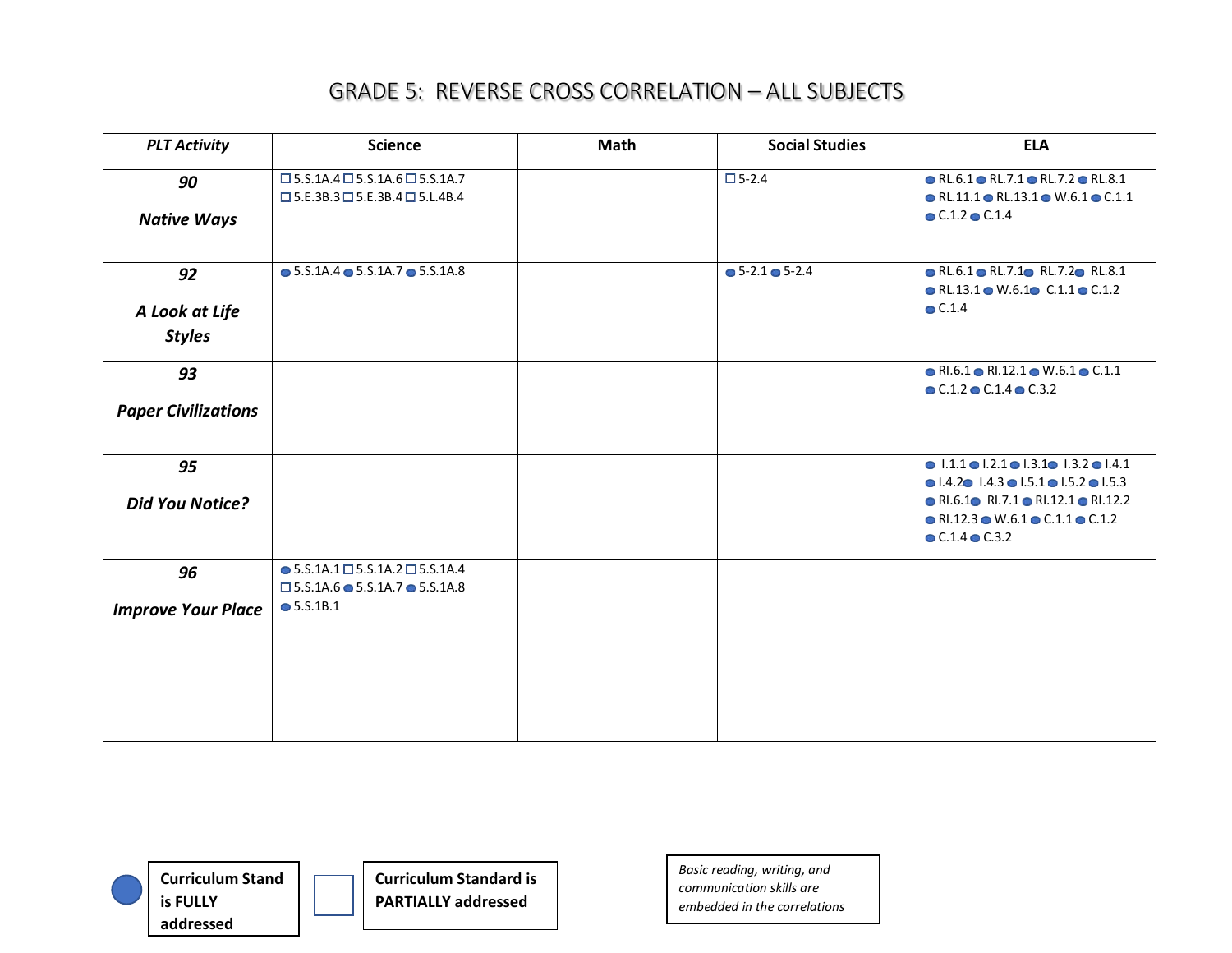# GRADE 5: REVERSE CROSS CORRELATION – ALL SUBJECTS

| *PLT Activity* | Science | Math | Social Studies | ELA |
|---|---|---|---|---|
| ***90*** ***Native Ways*** | ☐ 5.S.1A.4 ☐ 5.S.1A.6 ☐ 5.S.1A.7 ☐ 5.E.3B.3 ☐ 5.E.3B.4 ☐ 5.L.4B.4 | | ☐ 5-2.4 | ● RL.6.1 ● RL.7.1 ● RL.7.2 ● RL.8.1 ● RL.11.1 ● RL.13.1 ● W.6.1 ● C.1.1 ● C.1.2 ● C.1.4 |
| ***92*** ***A Look at Life Styles*** | ● 5.S.1A.4 ● 5.S.1A.7 ● 5.S.1A.8 | | ● 5-2.1 ● 5-2.4 | ● RL.6.1 ● RL.7.1 ● RL.7.2 ● RL.8.1 ● RL.13.1 ● W.6.1 ● C.1.1 ● C.1.2 ● C.1.4 |
| ***93*** ***Paper Civilizations*** | | | | ● RI.6.1 ● RI.12.1 ● W.6.1 ● C.1.1 ● C.1.2 ● C.1.4 ● C.3.2 |
| ***95*** ***Did You Notice?*** | | | | ● I.1.1 ● I.2.1 ● I.3.1 ● I.3.2 ● I.4.1 ● I.4.2 ● I.4.3 ● I.5.1 ● I.5.2 ● I.5.3 ● RI.6.1 ● RI.7.1 ● RI.12.1 ● RI.12.2 ● RI.12.3 ● W.6.1 ● C.1.1 ● C.1.2 ● C.1.4 ● C.3.2 |
| ***96*** ***Improve Your Place*** | ● 5.S.1A.1 ☐ 5.S.1A.2 ☐ 5.S.1A.4 ☐ 5.S.1A.6 ● 5.S.1A.7 ● 5.S.1A.8 ● 5.S.1B.1 | | | |

● **Curriculum Stand is FULLY addressed**

☐ **Curriculum Standard is PARTIALLY addressed**

*Basic reading, writing, and communication skills are embedded in the correlations*